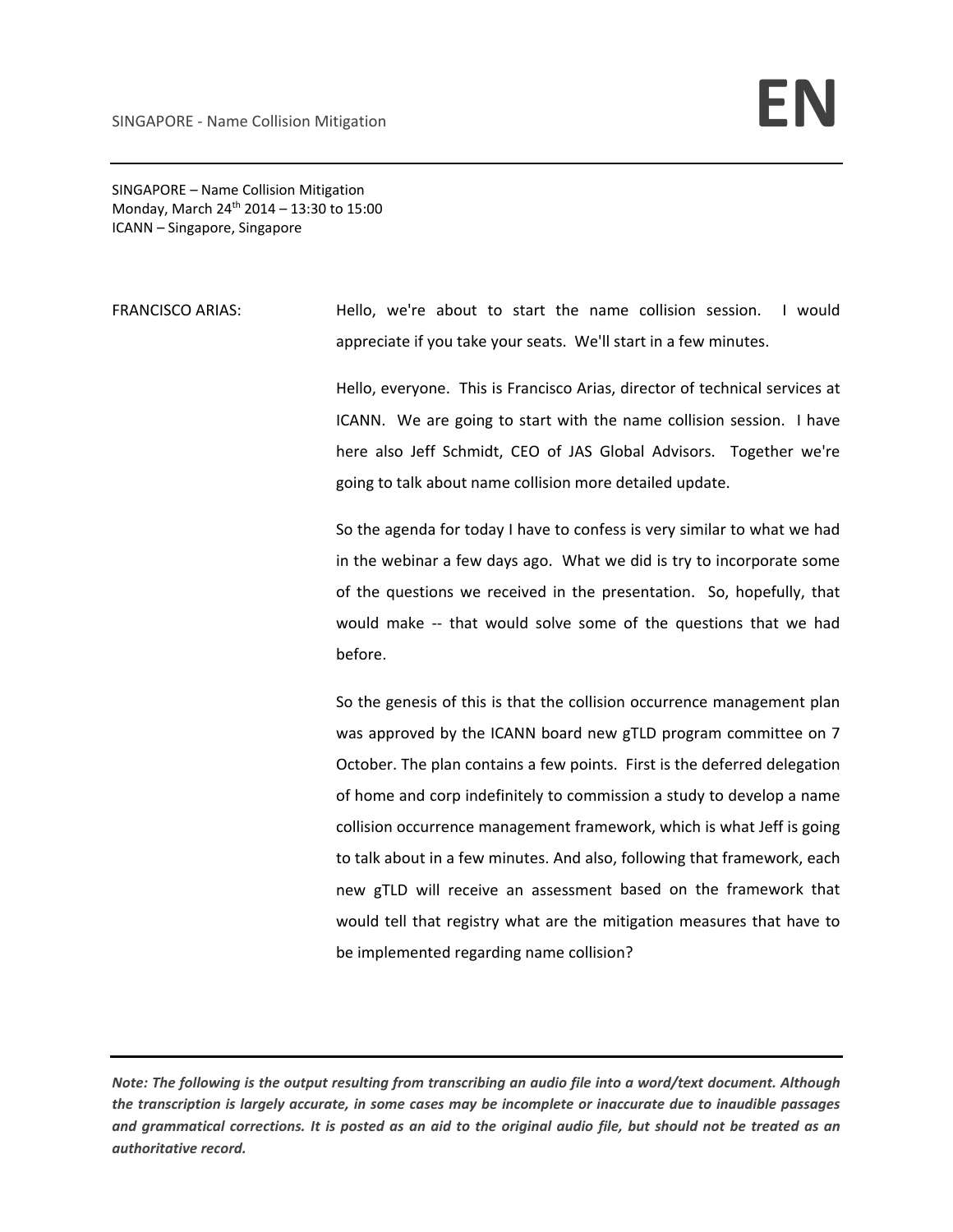SINGAPORE – Name Collision Mitigation
Monday, March 24th 2014 – 13:30 to 15:00
ICANN – Singapore, Singapore

FRANCISCO ARIAS: Hello, we're about to start the name collision session. I would appreciate if you take your seats. We'll start in a few minutes.

Hello, everyone. This is Francisco Arias, director of technical services at ICANN. We are going to start with the name collision session. I have here also Jeff Schmidt, CEO of JAS Global Advisors. Together we're going to talk about name collision more detailed update.

So the agenda for today I have to confess is very similar to what we had in the webinar a few days ago. What we did is try to incorporate some of the questions we received in the presentation. So, hopefully, that would make -- that would solve some of the questions that we had before.

So the genesis of this is that the collision occurrence management plan was approved by the ICANN board new gTLD program committee on 7 October. The plan contains a few points. First is the deferred delegation of home and corp indefinitely to commission a study to develop a name collision occurrence management framework, which is what Jeff is going to talk about in a few minutes. And also, following that framework, each new gTLD will receive an assessment based on the framework that would tell that registry what are the mitigation measures that have to be implemented regarding name collision?

***Note: The following is the output resulting from transcribing an audio file into a word/text document. Although the transcription is largely accurate, in some cases may be incomplete or inaccurate due to inaudible passages and grammatical corrections. It is posted as an aid to the original audio file, but should not be treated as an authoritative record.***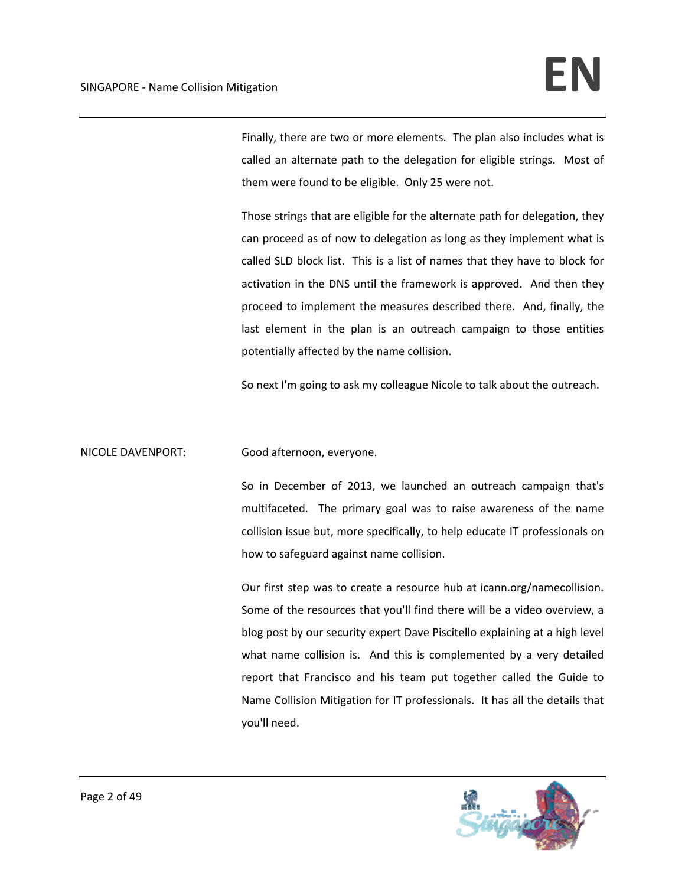Finally, there are two or more elements. The plan also includes what is called an alternate path to the delegation for eligible strings. Most of them were found to be eligible. Only 25 were not.

Those strings that are eligible for the alternate path for delegation, they can proceed as of now to delegation as long as they implement what is called SLD block list. This is a list of names that they have to block for activation in the DNS until the framework is approved. And then they proceed to implement the measures described there. And, finally, the last element in the plan is an outreach campaign to those entities potentially affected by the name collision.

So next I'm going to ask my colleague Nicole to talk about the outreach.

NICOLE DAVENPORT: Good afternoon, everyone.

So in December of 2013, we launched an outreach campaign that's multifaceted. The primary goal was to raise awareness of the name collision issue but, more specifically, to help educate IT professionals on how to safeguard against name collision.

Our first step was to create a resource hub at icann.org/namecollision. Some of the resources that you'll find there will be a video overview, a blog post by our security expert Dave Piscitello explaining at a high level what name collision is. And this is complemented by a very detailed report that Francisco and his team put together called the Guide to Name Collision Mitigation for IT professionals. It has all the details that you'll need.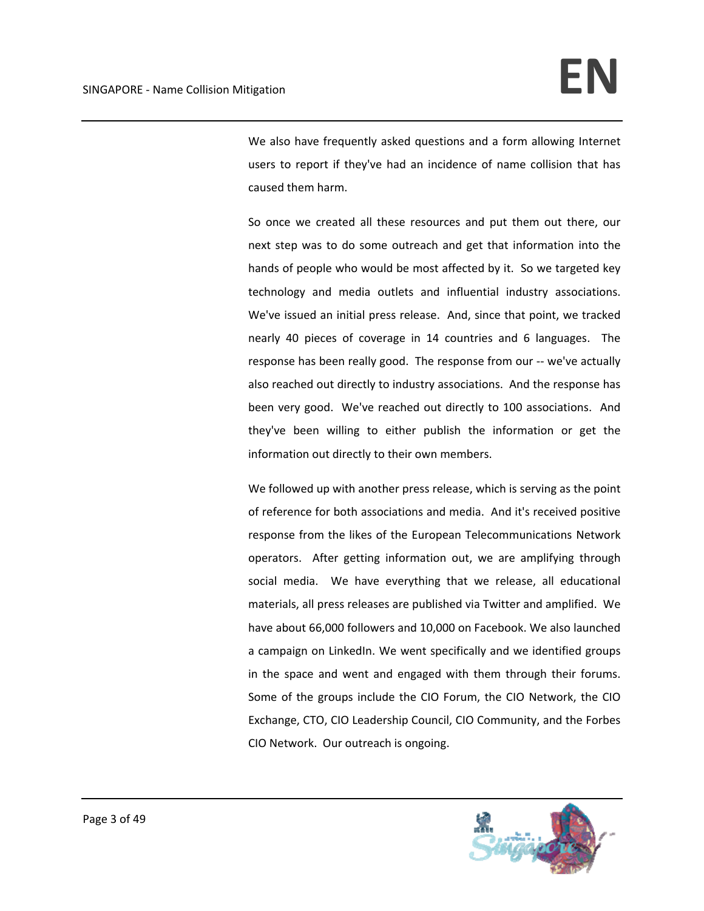We also have frequently asked questions and a form allowing Internet users to report if they've had an incidence of name collision that has caused them harm.

So once we created all these resources and put them out there, our next step was to do some outreach and get that information into the hands of people who would be most affected by it. So we targeted key technology and media outlets and influential industry associations. We've issued an initial press release. And, since that point, we tracked nearly 40 pieces of coverage in 14 countries and 6 languages. The response has been really good. The response from our -- we've actually also reached out directly to industry associations. And the response has been very good. We've reached out directly to 100 associations. And they've been willing to either publish the information or get the information out directly to their own members.

We followed up with another press release, which is serving as the point of reference for both associations and media. And it's received positive response from the likes of the European Telecommunications Network operators. After getting information out, we are amplifying through social media. We have everything that we release, all educational materials, all press releases are published via Twitter and amplified. We have about 66,000 followers and 10,000 on Facebook. We also launched a campaign on LinkedIn. We went specifically and we identified groups in the space and went and engaged with them through their forums. Some of the groups include the CIO Forum, the CIO Network, the CIO Exchange, CTO, CIO Leadership Council, CIO Community, and the Forbes CIO Network. Our outreach is ongoing.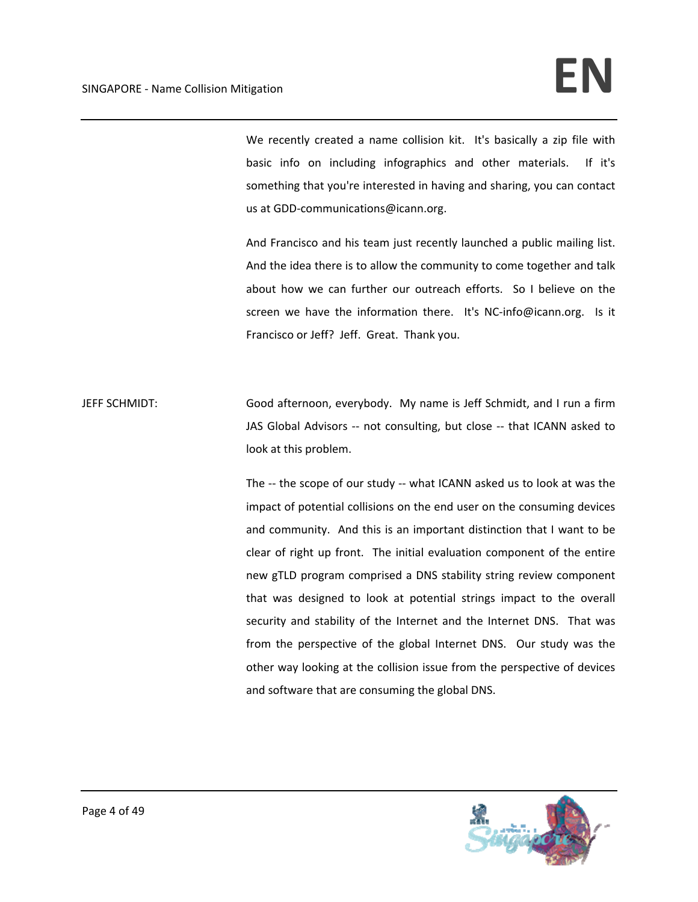We recently created a name collision kit. It's basically a zip file with basic info on including infographics and other materials. If it's something that you're interested in having and sharing, you can contact us at GDD-communications@icann.org.

And Francisco and his team just recently launched a public mailing list. And the idea there is to allow the community to come together and talk about how we can further our outreach efforts. So I believe on the screen we have the information there. It's NC-info@icann.org. Is it Francisco or Jeff? Jeff. Great. Thank you.

JEFF SCHMIDT: Good afternoon, everybody. My name is Jeff Schmidt, and I run a firm JAS Global Advisors -- not consulting, but close -- that ICANN asked to look at this problem.

The -- the scope of our study -- what ICANN asked us to look at was the impact of potential collisions on the end user on the consuming devices and community. And this is an important distinction that I want to be clear of right up front. The initial evaluation component of the entire new gTLD program comprised a DNS stability string review component that was designed to look at potential strings impact to the overall security and stability of the Internet and the Internet DNS. That was from the perspective of the global Internet DNS. Our study was the other way looking at the collision issue from the perspective of devices and software that are consuming the global DNS.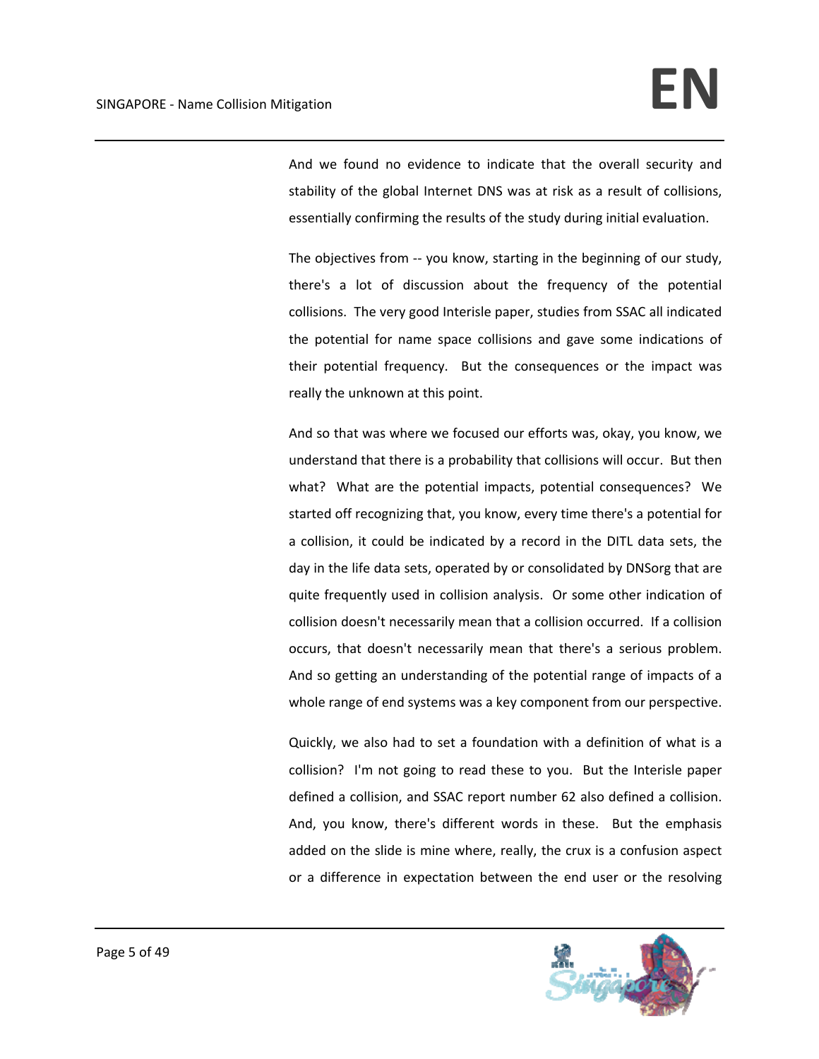And we found no evidence to indicate that the overall security and stability of the global Internet DNS was at risk as a result of collisions, essentially confirming the results of the study during initial evaluation.

The objectives from -- you know, starting in the beginning of our study, there's a lot of discussion about the frequency of the potential collisions. The very good Interisle paper, studies from SSAC all indicated the potential for name space collisions and gave some indications of their potential frequency. But the consequences or the impact was really the unknown at this point.

And so that was where we focused our efforts was, okay, you know, we understand that there is a probability that collisions will occur. But then what? What are the potential impacts, potential consequences? We started off recognizing that, you know, every time there's a potential for a collision, it could be indicated by a record in the DITL data sets, the day in the life data sets, operated by or consolidated by DNSorg that are quite frequently used in collision analysis. Or some other indication of collision doesn't necessarily mean that a collision occurred. If a collision occurs, that doesn't necessarily mean that there's a serious problem. And so getting an understanding of the potential range of impacts of a whole range of end systems was a key component from our perspective.

Quickly, we also had to set a foundation with a definition of what is a collision? I'm not going to read these to you. But the Interisle paper defined a collision, and SSAC report number 62 also defined a collision. And, you know, there's different words in these. But the emphasis added on the slide is mine where, really, the crux is a confusion aspect or a difference in expectation between the end user or the resolving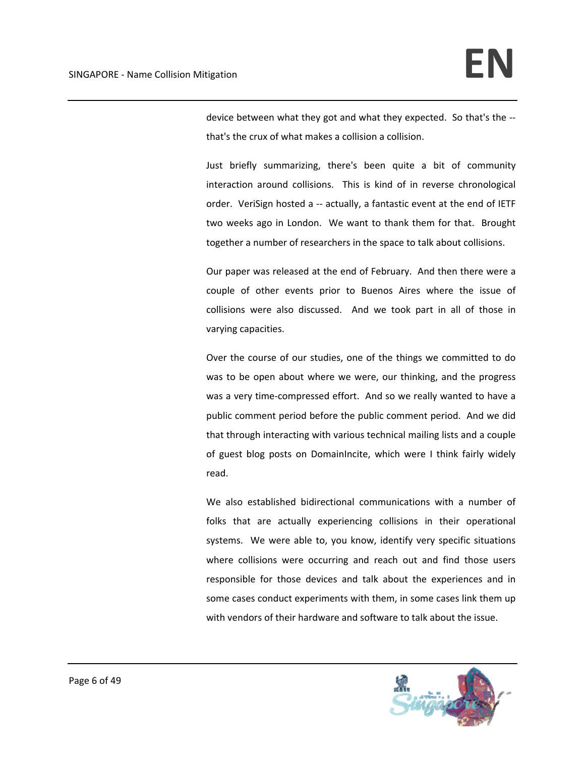device between what they got and what they expected. So that's the -- that's the crux of what makes a collision a collision.

Just briefly summarizing, there's been quite a bit of community interaction around collisions. This is kind of in reverse chronological order. VeriSign hosted a -- actually, a fantastic event at the end of IETF two weeks ago in London. We want to thank them for that. Brought together a number of researchers in the space to talk about collisions.

Our paper was released at the end of February. And then there were a couple of other events prior to Buenos Aires where the issue of collisions were also discussed. And we took part in all of those in varying capacities.

Over the course of our studies, one of the things we committed to do was to be open about where we were, our thinking, and the progress was a very time-compressed effort. And so we really wanted to have a public comment period before the public comment period. And we did that through interacting with various technical mailing lists and a couple of guest blog posts on DomainIncite, which were I think fairly widely read.

We also established bidirectional communications with a number of folks that are actually experiencing collisions in their operational systems. We were able to, you know, identify very specific situations where collisions were occurring and reach out and find those users responsible for those devices and talk about the experiences and in some cases conduct experiments with them, in some cases link them up with vendors of their hardware and software to talk about the issue.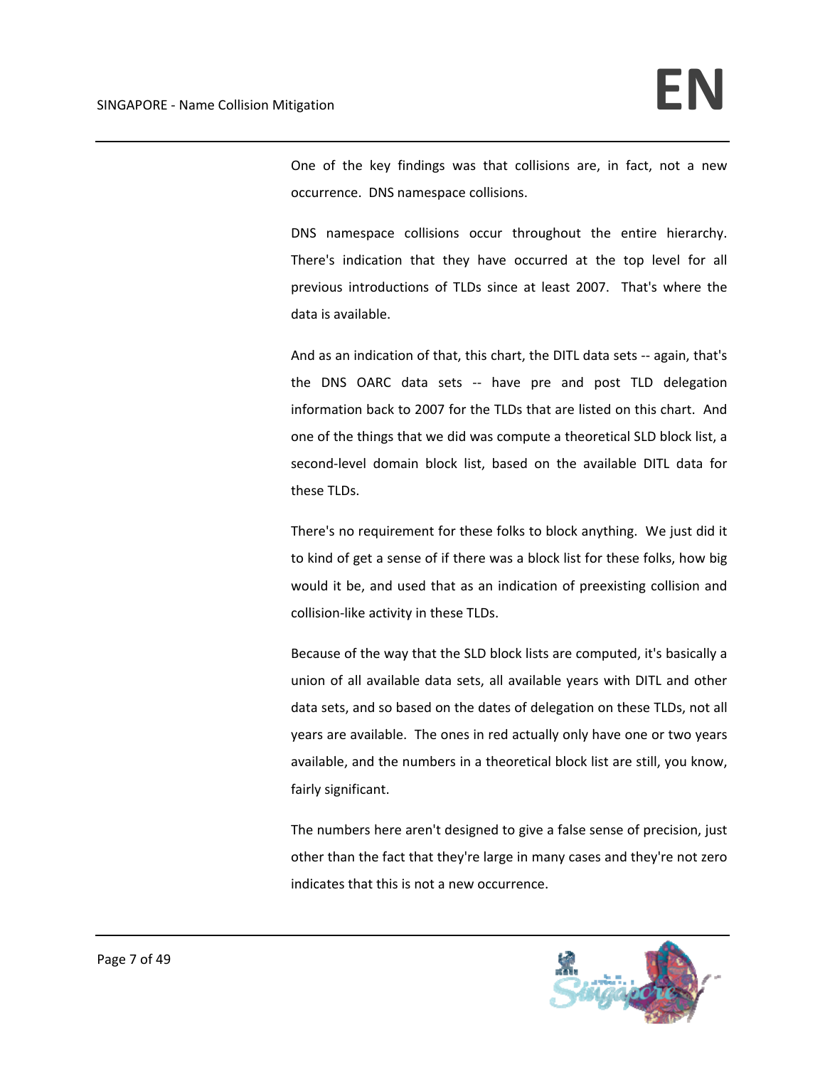One of the key findings was that collisions are, in fact, not a new occurrence. DNS namespace collisions.

DNS namespace collisions occur throughout the entire hierarchy. There's indication that they have occurred at the top level for all previous introductions of TLDs since at least 2007. That's where the data is available.

And as an indication of that, this chart, the DITL data sets -- again, that's the DNS OARC data sets -- have pre and post TLD delegation information back to 2007 for the TLDs that are listed on this chart. And one of the things that we did was compute a theoretical SLD block list, a second-level domain block list, based on the available DITL data for these TLDs.

There's no requirement for these folks to block anything. We just did it to kind of get a sense of if there was a block list for these folks, how big would it be, and used that as an indication of preexisting collision and collision-like activity in these TLDs.

Because of the way that the SLD block lists are computed, it's basically a union of all available data sets, all available years with DITL and other data sets, and so based on the dates of delegation on these TLDs, not all years are available. The ones in red actually only have one or two years available, and the numbers in a theoretical block list are still, you know, fairly significant.

The numbers here aren't designed to give a false sense of precision, just other than the fact that they're large in many cases and they're not zero indicates that this is not a new occurrence.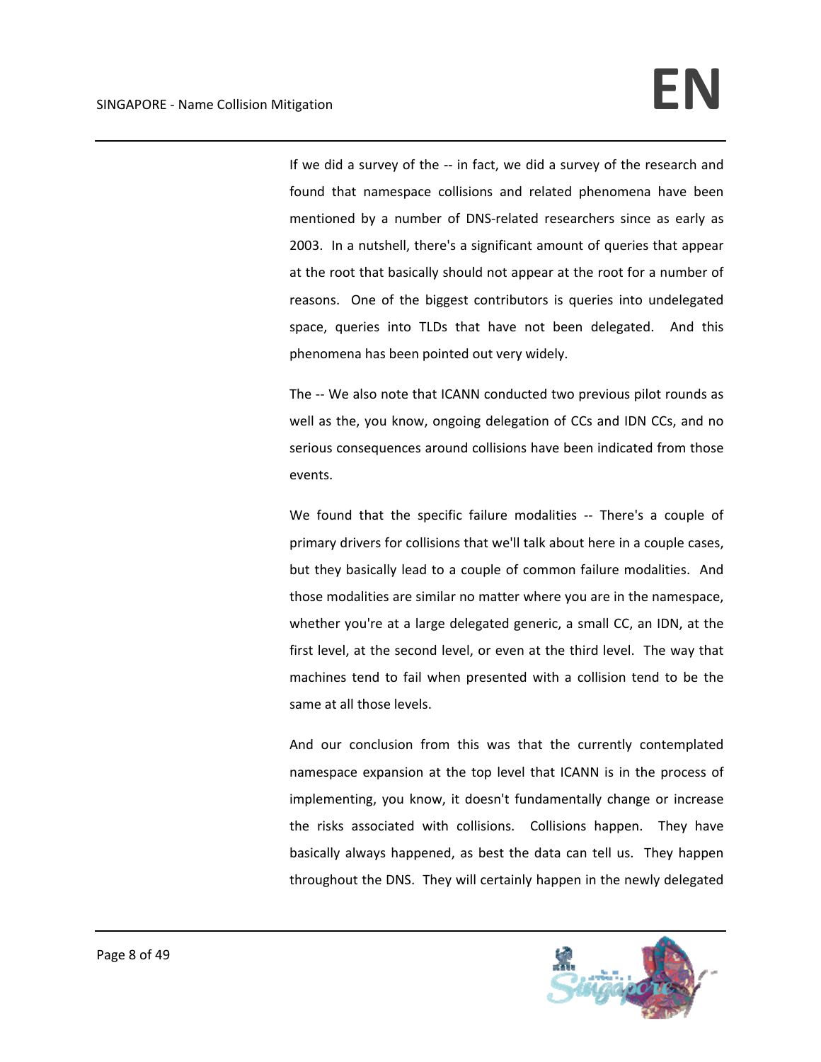If we did a survey of the -- in fact, we did a survey of the research and found that namespace collisions and related phenomena have been mentioned by a number of DNS-related researchers since as early as 2003. In a nutshell, there's a significant amount of queries that appear at the root that basically should not appear at the root for a number of reasons. One of the biggest contributors is queries into undelegated space, queries into TLDs that have not been delegated. And this phenomena has been pointed out very widely.

The -- We also note that ICANN conducted two previous pilot rounds as well as the, you know, ongoing delegation of CCs and IDN CCs, and no serious consequences around collisions have been indicated from those events.

We found that the specific failure modalities -- There's a couple of primary drivers for collisions that we'll talk about here in a couple cases, but they basically lead to a couple of common failure modalities. And those modalities are similar no matter where you are in the namespace, whether you're at a large delegated generic, a small CC, an IDN, at the first level, at the second level, or even at the third level. The way that machines tend to fail when presented with a collision tend to be the same at all those levels.

And our conclusion from this was that the currently contemplated namespace expansion at the top level that ICANN is in the process of implementing, you know, it doesn't fundamentally change or increase the risks associated with collisions. Collisions happen. They have basically always happened, as best the data can tell us. They happen throughout the DNS. They will certainly happen in the newly delegated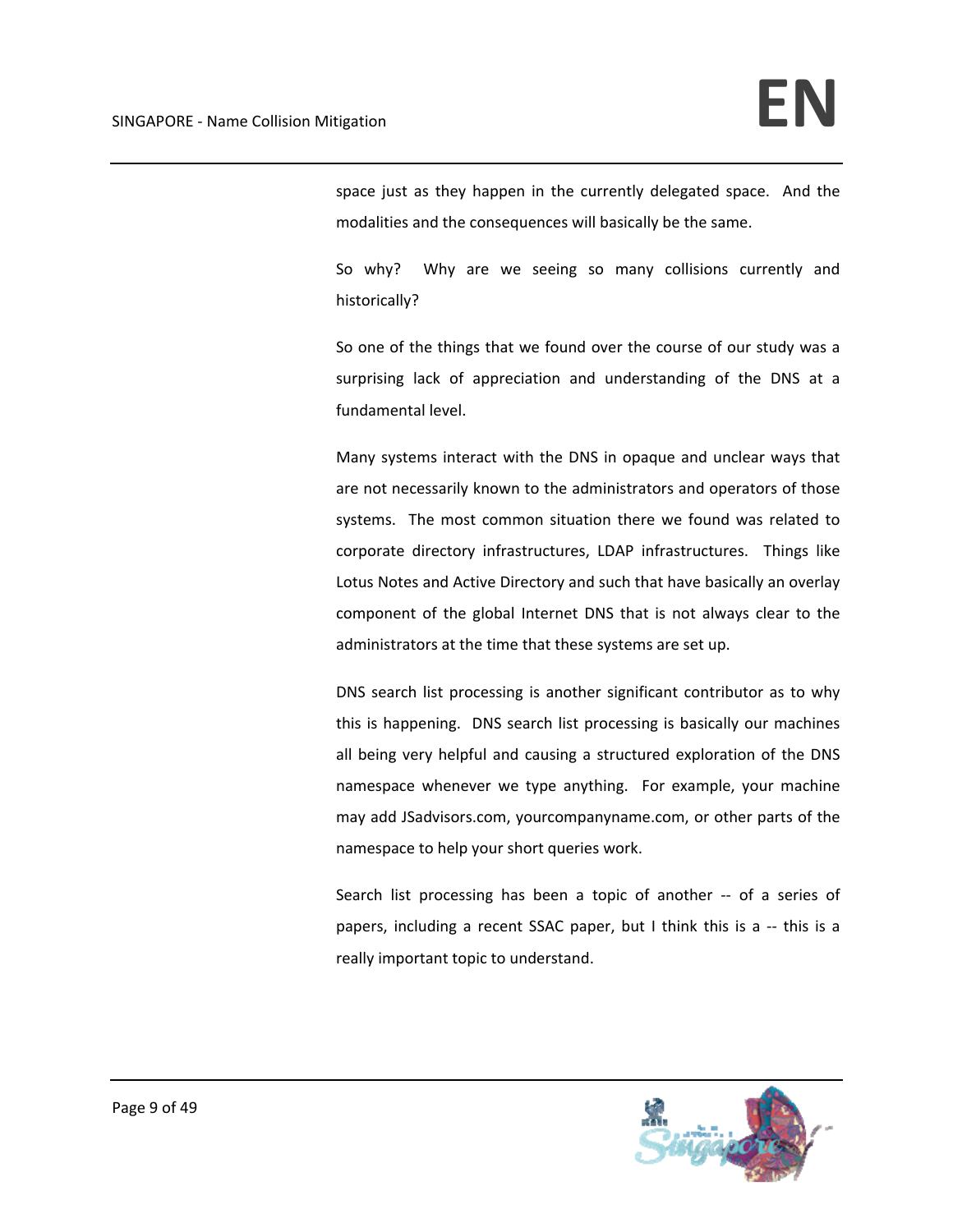space just as they happen in the currently delegated space. And the modalities and the consequences will basically be the same.

So why? Why are we seeing so many collisions currently and historically?

So one of the things that we found over the course of our study was a surprising lack of appreciation and understanding of the DNS at a fundamental level.

Many systems interact with the DNS in opaque and unclear ways that are not necessarily known to the administrators and operators of those systems. The most common situation there we found was related to corporate directory infrastructures, LDAP infrastructures. Things like Lotus Notes and Active Directory and such that have basically an overlay component of the global Internet DNS that is not always clear to the administrators at the time that these systems are set up.

DNS search list processing is another significant contributor as to why this is happening. DNS search list processing is basically our machines all being very helpful and causing a structured exploration of the DNS namespace whenever we type anything. For example, your machine may add JSadvisors.com, yourcompanyname.com, or other parts of the namespace to help your short queries work.

Search list processing has been a topic of another -- of a series of papers, including a recent SSAC paper, but I think this is a -- this is a really important topic to understand.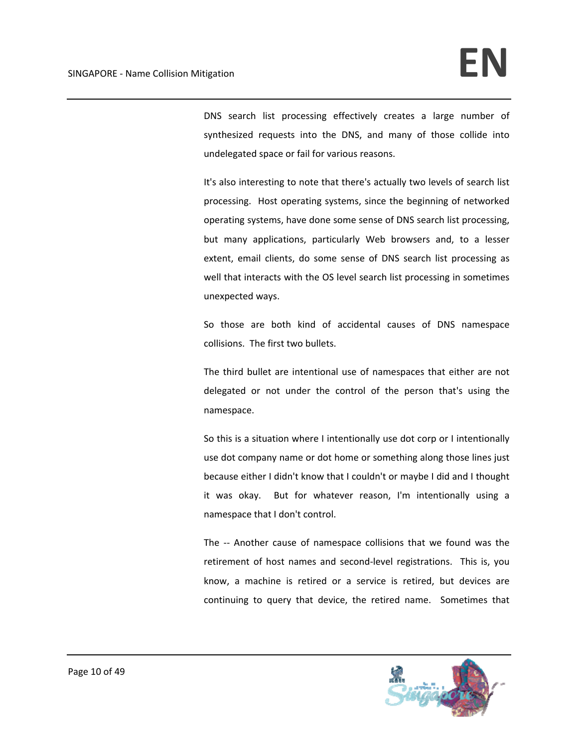DNS search list processing effectively creates a large number of synthesized requests into the DNS, and many of those collide into undelegated space or fail for various reasons.

It's also interesting to note that there's actually two levels of search list processing. Host operating systems, since the beginning of networked operating systems, have done some sense of DNS search list processing, but many applications, particularly Web browsers and, to a lesser extent, email clients, do some sense of DNS search list processing as well that interacts with the OS level search list processing in sometimes unexpected ways.

So those are both kind of accidental causes of DNS namespace collisions. The first two bullets.

The third bullet are intentional use of namespaces that either are not delegated or not under the control of the person that's using the namespace.

So this is a situation where I intentionally use dot corp or I intentionally use dot company name or dot home or something along those lines just because either I didn't know that I couldn't or maybe I did and I thought it was okay. But for whatever reason, I'm intentionally using a namespace that I don't control.

The -- Another cause of namespace collisions that we found was the retirement of host names and second-level registrations. This is, you know, a machine is retired or a service is retired, but devices are continuing to query that device, the retired name. Sometimes that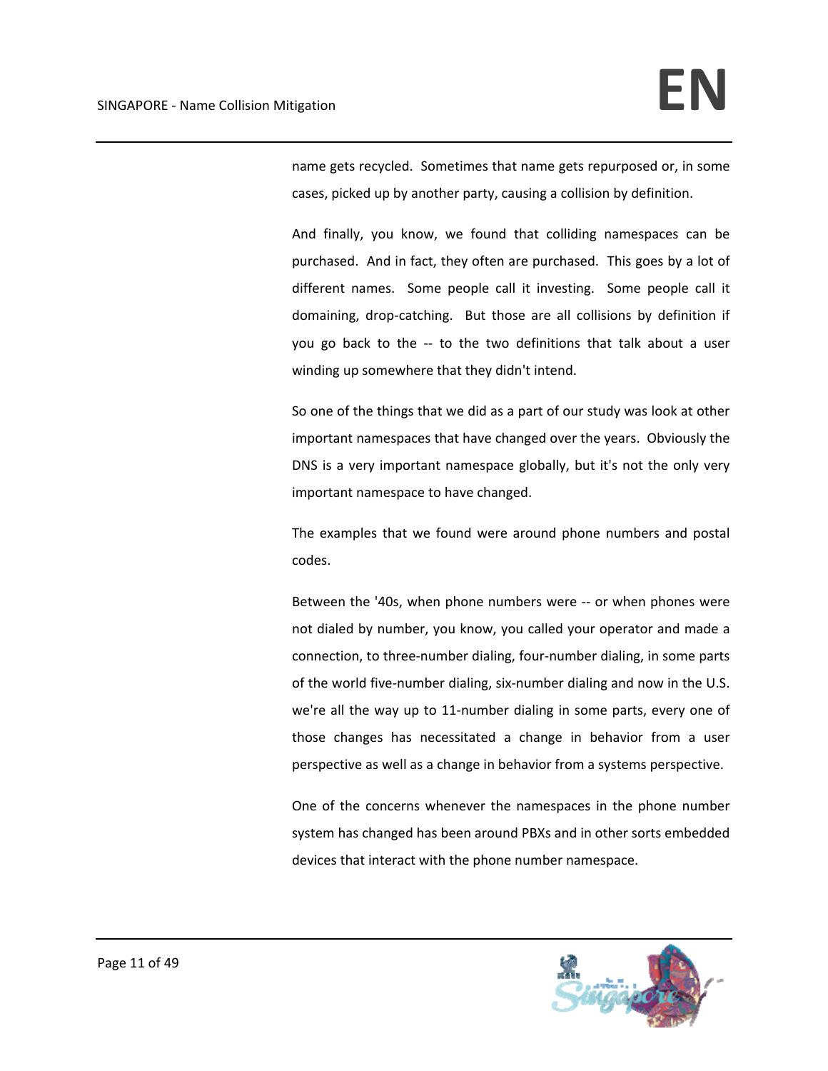name gets recycled. Sometimes that name gets repurposed or, in some cases, picked up by another party, causing a collision by definition.

And finally, you know, we found that colliding namespaces can be purchased. And in fact, they often are purchased. This goes by a lot of different names. Some people call it investing. Some people call it domaining, drop-catching. But those are all collisions by definition if you go back to the -- to the two definitions that talk about a user winding up somewhere that they didn't intend.

So one of the things that we did as a part of our study was look at other important namespaces that have changed over the years. Obviously the DNS is a very important namespace globally, but it's not the only very important namespace to have changed.

The examples that we found were around phone numbers and postal codes.

Between the '40s, when phone numbers were -- or when phones were not dialed by number, you know, you called your operator and made a connection, to three-number dialing, four-number dialing, in some parts of the world five-number dialing, six-number dialing and now in the U.S. we're all the way up to 11-number dialing in some parts, every one of those changes has necessitated a change in behavior from a user perspective as well as a change in behavior from a systems perspective.

One of the concerns whenever the namespaces in the phone number system has changed has been around PBXs and in other sorts embedded devices that interact with the phone number namespace.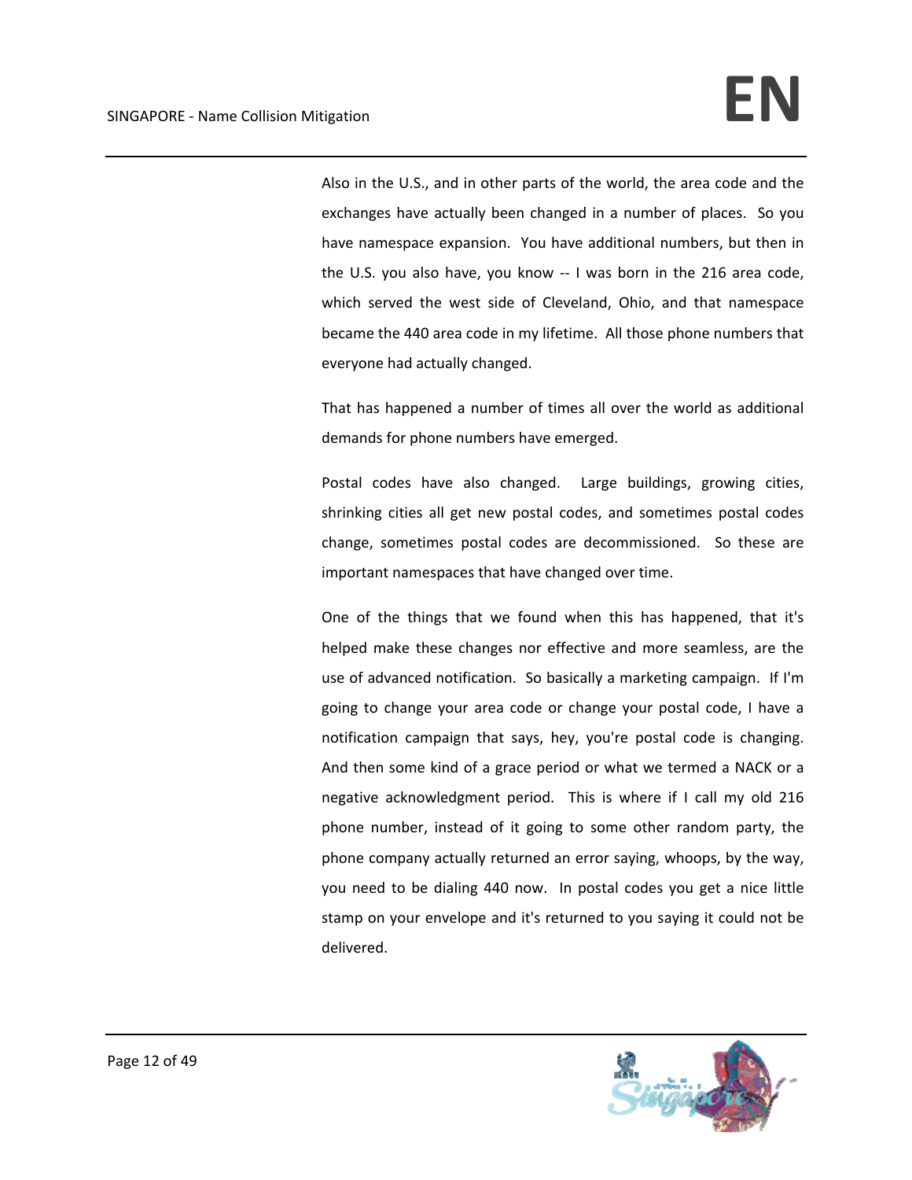Also in the U.S., and in other parts of the world, the area code and the exchanges have actually been changed in a number of places. So you have namespace expansion. You have additional numbers, but then in the U.S. you also have, you know -- I was born in the 216 area code, which served the west side of Cleveland, Ohio, and that namespace became the 440 area code in my lifetime. All those phone numbers that everyone had actually changed.

That has happened a number of times all over the world as additional demands for phone numbers have emerged.

Postal codes have also changed. Large buildings, growing cities, shrinking cities all get new postal codes, and sometimes postal codes change, sometimes postal codes are decommissioned. So these are important namespaces that have changed over time.

One of the things that we found when this has happened, that it's helped make these changes nor effective and more seamless, are the use of advanced notification. So basically a marketing campaign. If I'm going to change your area code or change your postal code, I have a notification campaign that says, hey, you're postal code is changing. And then some kind of a grace period or what we termed a NACK or a negative acknowledgment period. This is where if I call my old 216 phone number, instead of it going to some other random party, the phone company actually returned an error saying, whoops, by the way, you need to be dialing 440 now. In postal codes you get a nice little stamp on your envelope and it's returned to you saying it could not be delivered.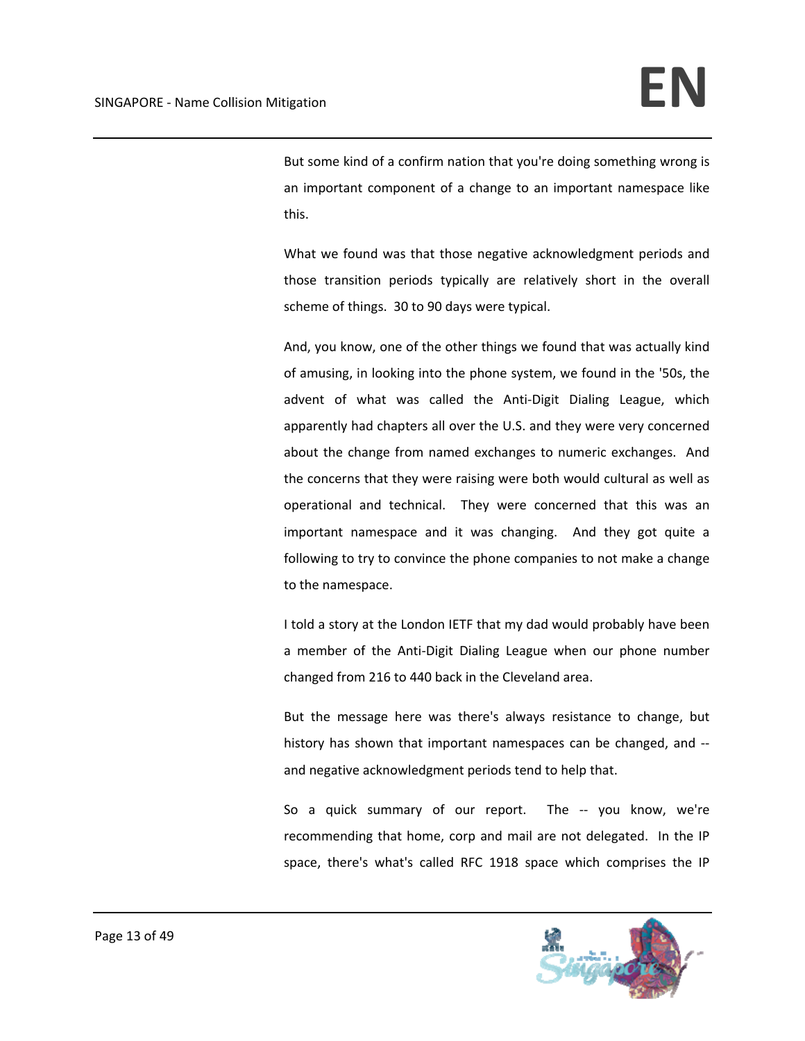But some kind of a confirm nation that you're doing something wrong is an important component of a change to an important namespace like this.

What we found was that those negative acknowledgment periods and those transition periods typically are relatively short in the overall scheme of things. 30 to 90 days were typical.

And, you know, one of the other things we found that was actually kind of amusing, in looking into the phone system, we found in the '50s, the advent of what was called the Anti-Digit Dialing League, which apparently had chapters all over the U.S. and they were very concerned about the change from named exchanges to numeric exchanges. And the concerns that they were raising were both would cultural as well as operational and technical. They were concerned that this was an important namespace and it was changing. And they got quite a following to try to convince the phone companies to not make a change to the namespace.

I told a story at the London IETF that my dad would probably have been a member of the Anti-Digit Dialing League when our phone number changed from 216 to 440 back in the Cleveland area.

But the message here was there's always resistance to change, but history has shown that important namespaces can be changed, and -- and negative acknowledgment periods tend to help that.

So a quick summary of our report. The -- you know, we're recommending that home, corp and mail are not delegated. In the IP space, there's what's called RFC 1918 space which comprises the IP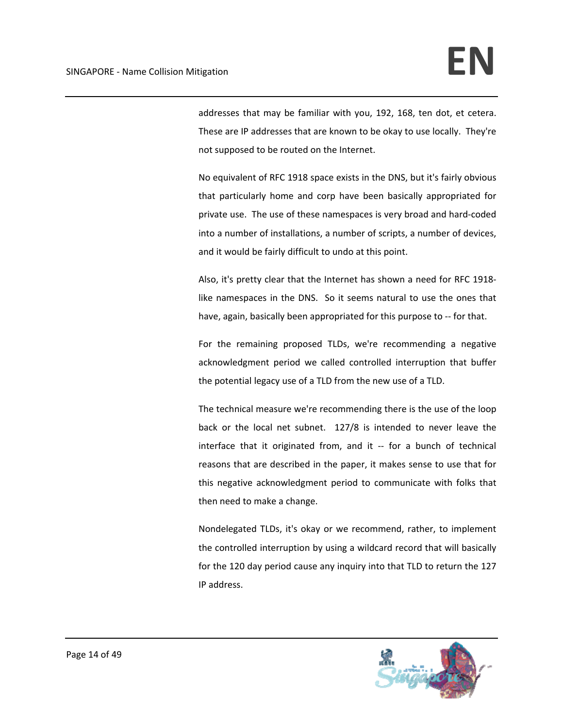addresses that may be familiar with you, 192, 168, ten dot, et cetera. These are IP addresses that are known to be okay to use locally. They're not supposed to be routed on the Internet.

No equivalent of RFC 1918 space exists in the DNS, but it's fairly obvious that particularly home and corp have been basically appropriated for private use. The use of these namespaces is very broad and hard-coded into a number of installations, a number of scripts, a number of devices, and it would be fairly difficult to undo at this point.

Also, it's pretty clear that the Internet has shown a need for RFC 1918-like namespaces in the DNS. So it seems natural to use the ones that have, again, basically been appropriated for this purpose to -- for that.

For the remaining proposed TLDs, we're recommending a negative acknowledgment period we called controlled interruption that buffer the potential legacy use of a TLD from the new use of a TLD.

The technical measure we're recommending there is the use of the loop back or the local net subnet. 127/8 is intended to never leave the interface that it originated from, and it -- for a bunch of technical reasons that are described in the paper, it makes sense to use that for this negative acknowledgment period to communicate with folks that then need to make a change.

Nondelegated TLDs, it's okay or we recommend, rather, to implement the controlled interruption by using a wildcard record that will basically for the 120 day period cause any inquiry into that TLD to return the 127 IP address.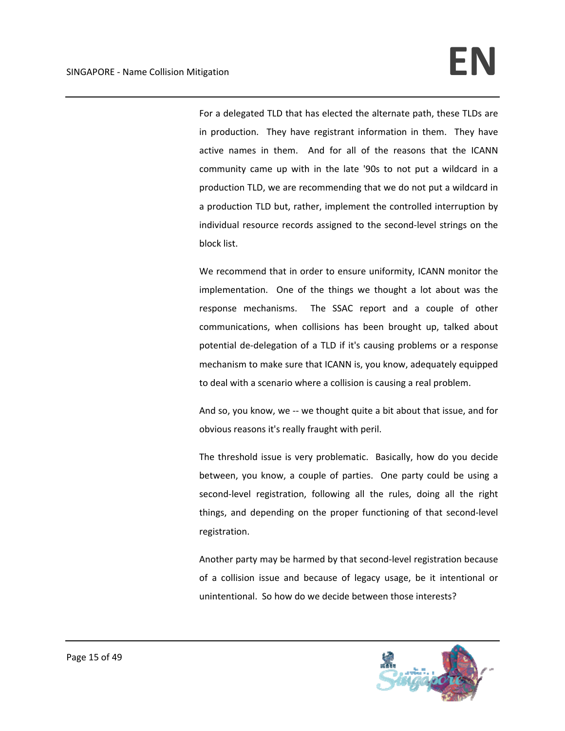For a delegated TLD that has elected the alternate path, these TLDs are in production. They have registrant information in them. They have active names in them. And for all of the reasons that the ICANN community came up with in the late '90s to not put a wildcard in a production TLD, we are recommending that we do not put a wildcard in a production TLD but, rather, implement the controlled interruption by individual resource records assigned to the second-level strings on the block list.

We recommend that in order to ensure uniformity, ICANN monitor the implementation. One of the things we thought a lot about was the response mechanisms. The SSAC report and a couple of other communications, when collisions has been brought up, talked about potential de-delegation of a TLD if it's causing problems or a response mechanism to make sure that ICANN is, you know, adequately equipped to deal with a scenario where a collision is causing a real problem.

And so, you know, we -- we thought quite a bit about that issue, and for obvious reasons it's really fraught with peril.

The threshold issue is very problematic. Basically, how do you decide between, you know, a couple of parties. One party could be using a second-level registration, following all the rules, doing all the right things, and depending on the proper functioning of that second-level registration.

Another party may be harmed by that second-level registration because of a collision issue and because of legacy usage, be it intentional or unintentional. So how do we decide between those interests?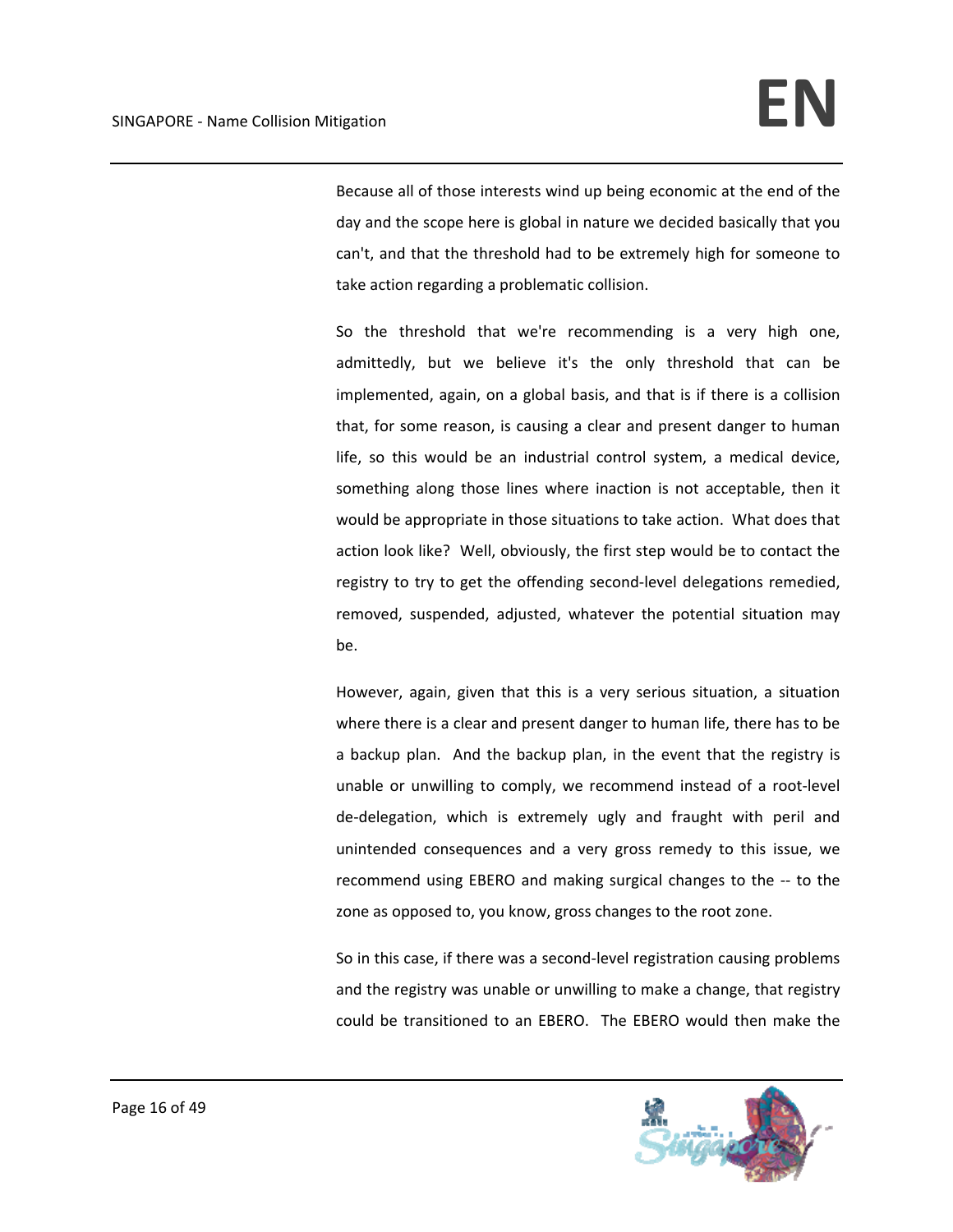Because all of those interests wind up being economic at the end of the day and the scope here is global in nature we decided basically that you can't, and that the threshold had to be extremely high for someone to take action regarding a problematic collision.

So the threshold that we're recommending is a very high one, admittedly, but we believe it's the only threshold that can be implemented, again, on a global basis, and that is if there is a collision that, for some reason, is causing a clear and present danger to human life, so this would be an industrial control system, a medical device, something along those lines where inaction is not acceptable, then it would be appropriate in those situations to take action. What does that action look like? Well, obviously, the first step would be to contact the registry to try to get the offending second-level delegations remedied, removed, suspended, adjusted, whatever the potential situation may be.

However, again, given that this is a very serious situation, a situation where there is a clear and present danger to human life, there has to be a backup plan. And the backup plan, in the event that the registry is unable or unwilling to comply, we recommend instead of a root-level de-delegation, which is extremely ugly and fraught with peril and unintended consequences and a very gross remedy to this issue, we recommend using EBERO and making surgical changes to the -- to the zone as opposed to, you know, gross changes to the root zone.

So in this case, if there was a second-level registration causing problems and the registry was unable or unwilling to make a change, that registry could be transitioned to an EBERO. The EBERO would then make the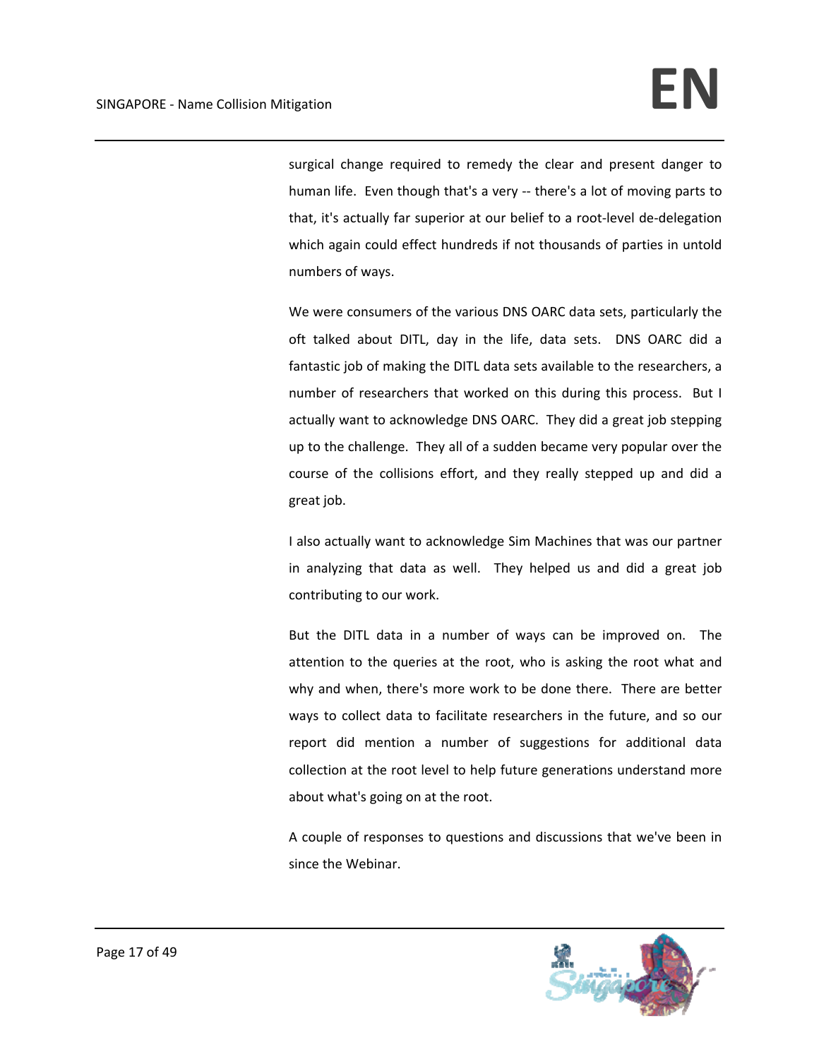surgical change required to remedy the clear and present danger to human life. Even though that's a very -- there's a lot of moving parts to that, it's actually far superior at our belief to a root-level de-delegation which again could effect hundreds if not thousands of parties in untold numbers of ways.

We were consumers of the various DNS OARC data sets, particularly the oft talked about DITL, day in the life, data sets. DNS OARC did a fantastic job of making the DITL data sets available to the researchers, a number of researchers that worked on this during this process. But I actually want to acknowledge DNS OARC. They did a great job stepping up to the challenge. They all of a sudden became very popular over the course of the collisions effort, and they really stepped up and did a great job.

I also actually want to acknowledge Sim Machines that was our partner in analyzing that data as well. They helped us and did a great job contributing to our work.

But the DITL data in a number of ways can be improved on. The attention to the queries at the root, who is asking the root what and why and when, there's more work to be done there. There are better ways to collect data to facilitate researchers in the future, and so our report did mention a number of suggestions for additional data collection at the root level to help future generations understand more about what's going on at the root.

A couple of responses to questions and discussions that we've been in since the Webinar.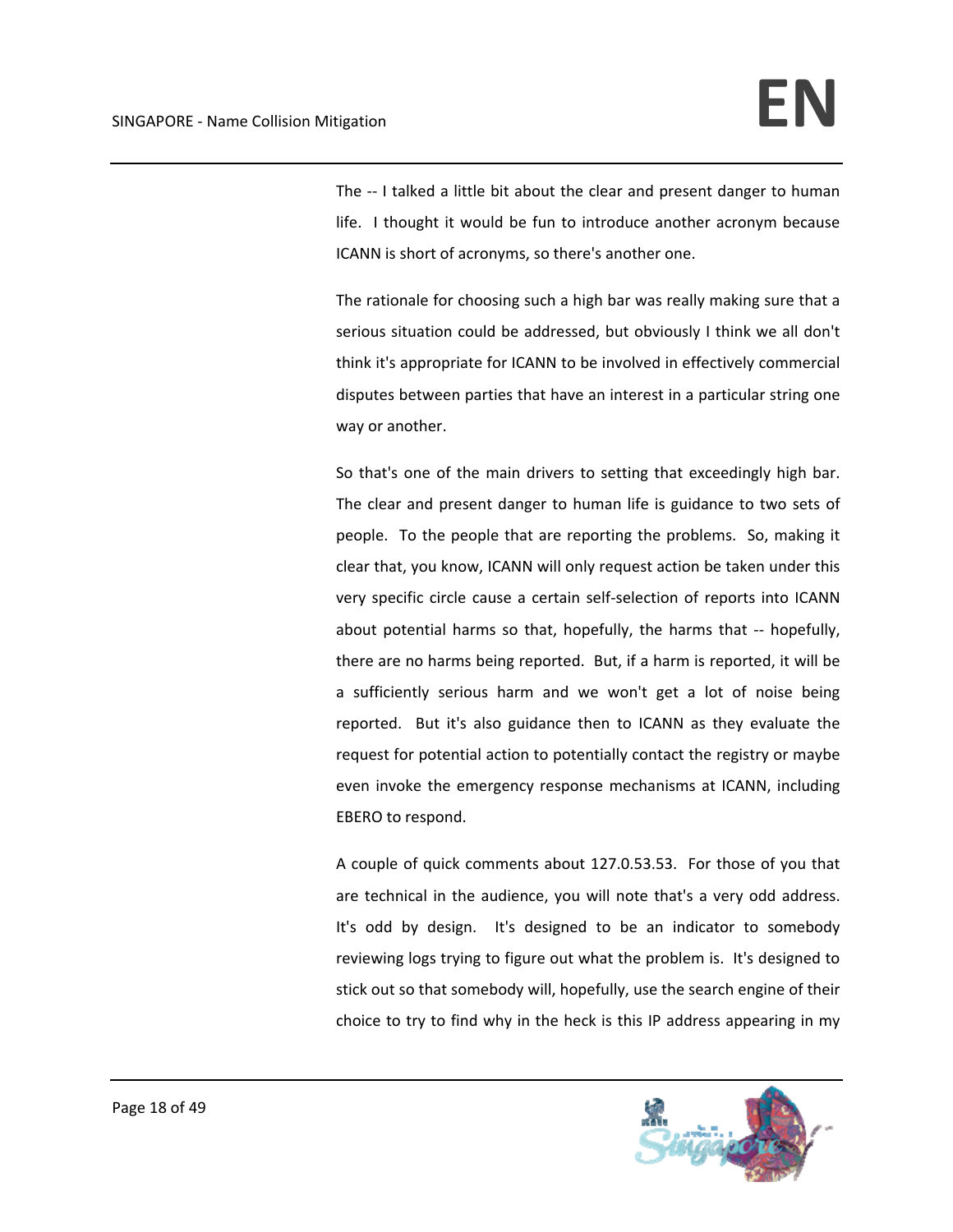The -- I talked a little bit about the clear and present danger to human life. I thought it would be fun to introduce another acronym because ICANN is short of acronyms, so there's another one.

The rationale for choosing such a high bar was really making sure that a serious situation could be addressed, but obviously I think we all don't think it's appropriate for ICANN to be involved in effectively commercial disputes between parties that have an interest in a particular string one way or another.

So that's one of the main drivers to setting that exceedingly high bar. The clear and present danger to human life is guidance to two sets of people. To the people that are reporting the problems. So, making it clear that, you know, ICANN will only request action be taken under this very specific circle cause a certain self-selection of reports into ICANN about potential harms so that, hopefully, the harms that -- hopefully, there are no harms being reported. But, if a harm is reported, it will be a sufficiently serious harm and we won't get a lot of noise being reported. But it's also guidance then to ICANN as they evaluate the request for potential action to potentially contact the registry or maybe even invoke the emergency response mechanisms at ICANN, including EBERO to respond.

A couple of quick comments about 127.0.53.53. For those of you that are technical in the audience, you will note that's a very odd address. It's odd by design. It's designed to be an indicator to somebody reviewing logs trying to figure out what the problem is. It's designed to stick out so that somebody will, hopefully, use the search engine of their choice to try to find why in the heck is this IP address appearing in my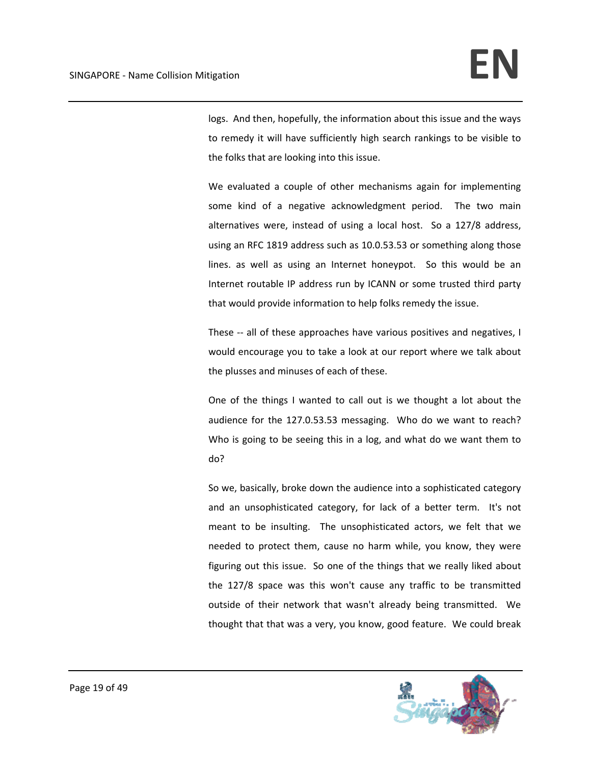logs. And then, hopefully, the information about this issue and the ways to remedy it will have sufficiently high search rankings to be visible to the folks that are looking into this issue.

We evaluated a couple of other mechanisms again for implementing some kind of a negative acknowledgment period. The two main alternatives were, instead of using a local host. So a 127/8 address, using an RFC 1819 address such as 10.0.53.53 or something along those lines. as well as using an Internet honeypot. So this would be an Internet routable IP address run by ICANN or some trusted third party that would provide information to help folks remedy the issue.

These -- all of these approaches have various positives and negatives, I would encourage you to take a look at our report where we talk about the plusses and minuses of each of these.

One of the things I wanted to call out is we thought a lot about the audience for the 127.0.53.53 messaging. Who do we want to reach? Who is going to be seeing this in a log, and what do we want them to do?

So we, basically, broke down the audience into a sophisticated category and an unsophisticated category, for lack of a better term. It's not meant to be insulting. The unsophisticated actors, we felt that we needed to protect them, cause no harm while, you know, they were figuring out this issue. So one of the things that we really liked about the 127/8 space was this won't cause any traffic to be transmitted outside of their network that wasn't already being transmitted. We thought that that was a very, you know, good feature. We could break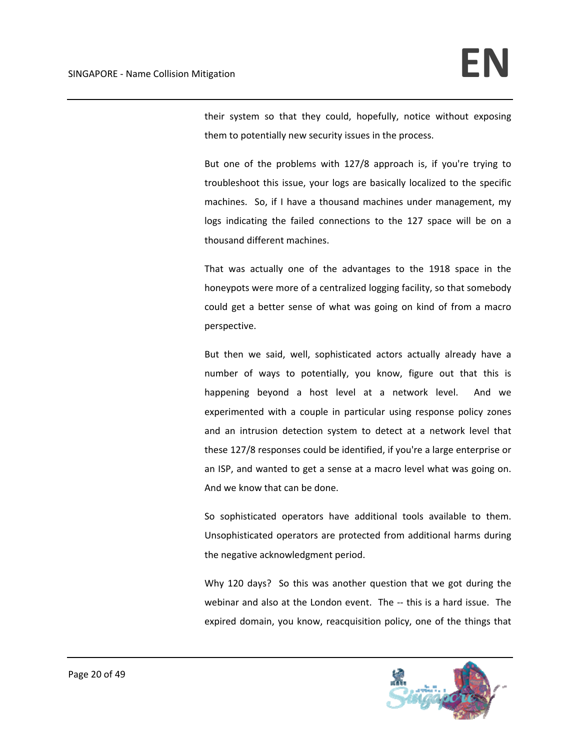their system so that they could, hopefully, notice without exposing them to potentially new security issues in the process.

But one of the problems with 127/8 approach is, if you're trying to troubleshoot this issue, your logs are basically localized to the specific machines. So, if I have a thousand machines under management, my logs indicating the failed connections to the 127 space will be on a thousand different machines.

That was actually one of the advantages to the 1918 space in the honeypots were more of a centralized logging facility, so that somebody could get a better sense of what was going on kind of from a macro perspective.

But then we said, well, sophisticated actors actually already have a number of ways to potentially, you know, figure out that this is happening beyond a host level at a network level. And we experimented with a couple in particular using response policy zones and an intrusion detection system to detect at a network level that these 127/8 responses could be identified, if you're a large enterprise or an ISP, and wanted to get a sense at a macro level what was going on. And we know that can be done.

So sophisticated operators have additional tools available to them. Unsophisticated operators are protected from additional harms during the negative acknowledgment period.

Why 120 days? So this was another question that we got during the webinar and also at the London event. The -- this is a hard issue. The expired domain, you know, reacquisition policy, one of the things that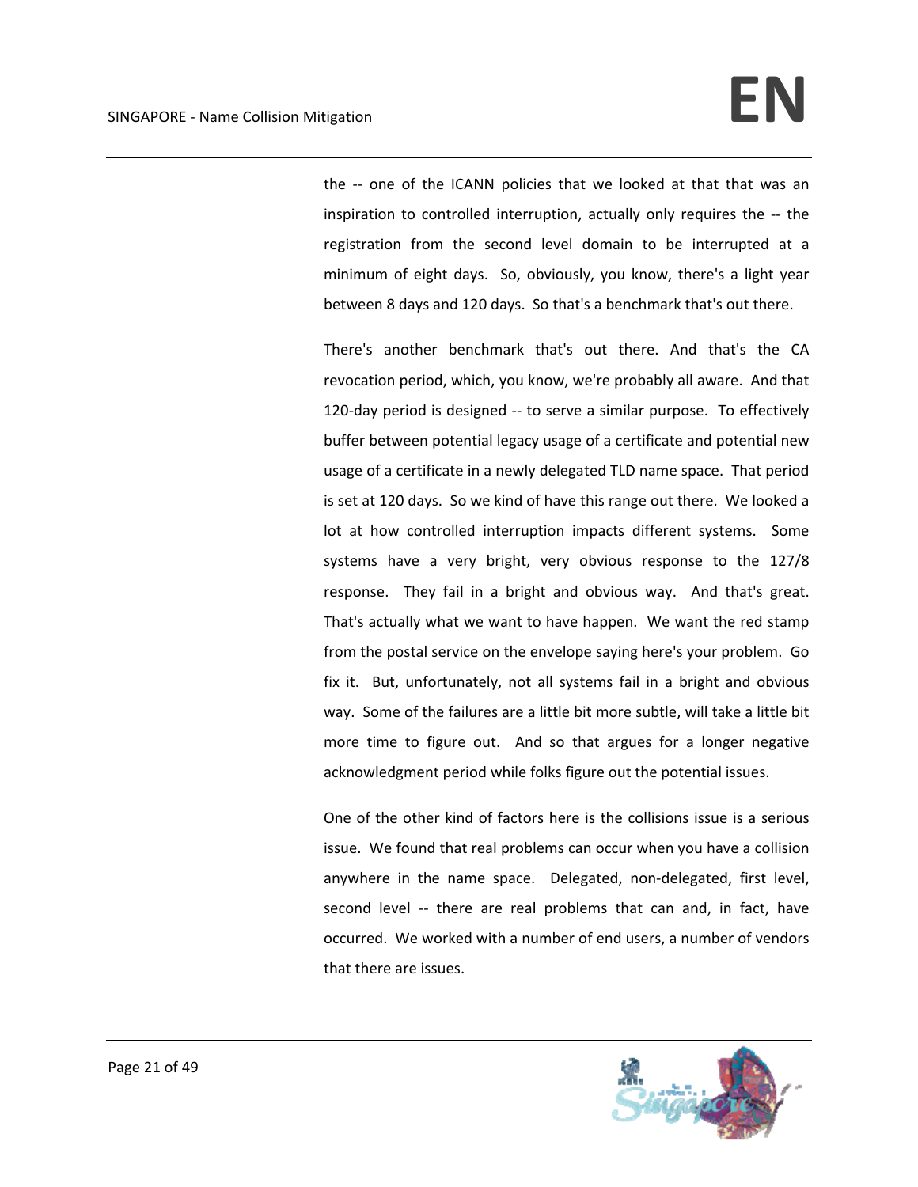the -- one of the ICANN policies that we looked at that that was an inspiration to controlled interruption, actually only requires the -- the registration from the second level domain to be interrupted at a minimum of eight days. So, obviously, you know, there's a light year between 8 days and 120 days. So that's a benchmark that's out there.

There's another benchmark that's out there. And that's the CA revocation period, which, you know, we're probably all aware. And that 120-day period is designed -- to serve a similar purpose. To effectively buffer between potential legacy usage of a certificate and potential new usage of a certificate in a newly delegated TLD name space. That period is set at 120 days. So we kind of have this range out there. We looked a lot at how controlled interruption impacts different systems. Some systems have a very bright, very obvious response to the 127/8 response. They fail in a bright and obvious way. And that's great. That's actually what we want to have happen. We want the red stamp from the postal service on the envelope saying here's your problem. Go fix it. But, unfortunately, not all systems fail in a bright and obvious way. Some of the failures are a little bit more subtle, will take a little bit more time to figure out. And so that argues for a longer negative acknowledgment period while folks figure out the potential issues.

One of the other kind of factors here is the collisions issue is a serious issue. We found that real problems can occur when you have a collision anywhere in the name space. Delegated, non-delegated, first level, second level -- there are real problems that can and, in fact, have occurred. We worked with a number of end users, a number of vendors that there are issues.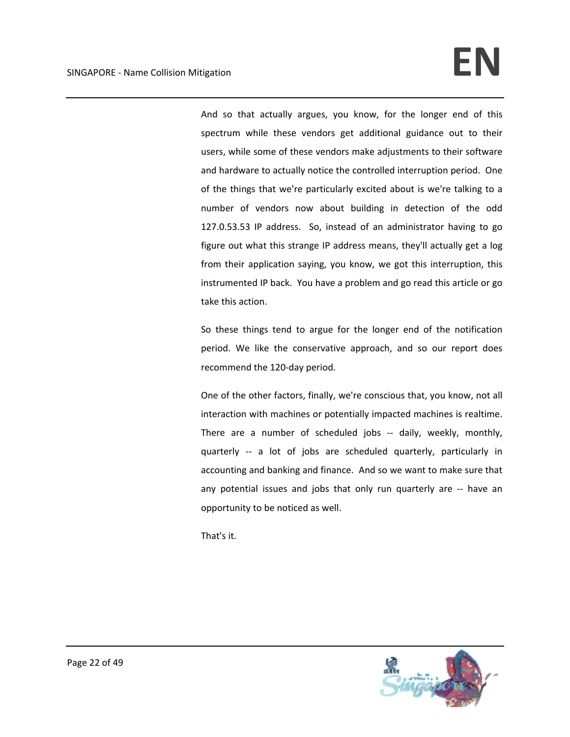And so that actually argues, you know, for the longer end of this spectrum while these vendors get additional guidance out to their users, while some of these vendors make adjustments to their software and hardware to actually notice the controlled interruption period. One of the things that we're particularly excited about is we're talking to a number of vendors now about building in detection of the odd 127.0.53.53 IP address. So, instead of an administrator having to go figure out what this strange IP address means, they'll actually get a log from their application saying, you know, we got this interruption, this instrumented IP back. You have a problem and go read this article or go take this action.

So these things tend to argue for the longer end of the notification period. We like the conservative approach, and so our report does recommend the 120-day period.

One of the other factors, finally, we're conscious that, you know, not all interaction with machines or potentially impacted machines is realtime. There are a number of scheduled jobs -- daily, weekly, monthly, quarterly -- a lot of jobs are scheduled quarterly, particularly in accounting and banking and finance. And so we want to make sure that any potential issues and jobs that only run quarterly are -- have an opportunity to be noticed as well.

That's it.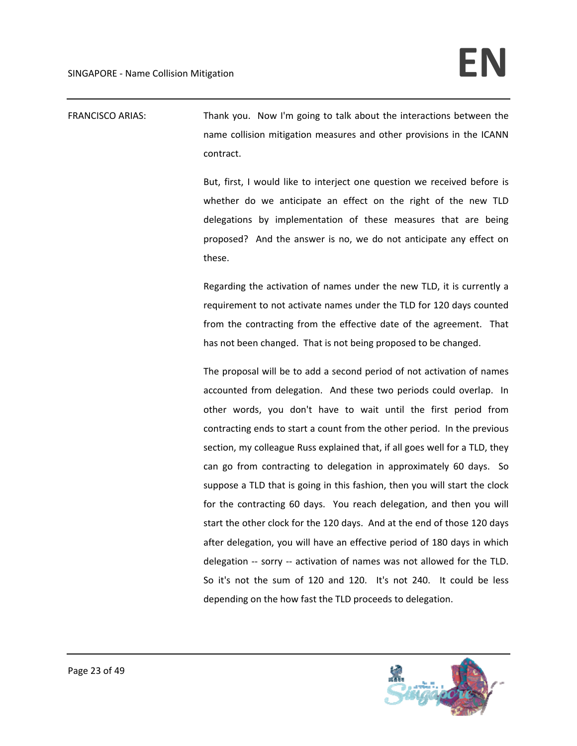FRANCISCO ARIAS: Thank you. Now I'm going to talk about the interactions between the name collision mitigation measures and other provisions in the ICANN contract.

But, first, I would like to interject one question we received before is whether do we anticipate an effect on the right of the new TLD delegations by implementation of these measures that are being proposed? And the answer is no, we do not anticipate any effect on these.

Regarding the activation of names under the new TLD, it is currently a requirement to not activate names under the TLD for 120 days counted from the contracting from the effective date of the agreement. That has not been changed. That is not being proposed to be changed.

The proposal will be to add a second period of not activation of names accounted from delegation. And these two periods could overlap. In other words, you don't have to wait until the first period from contracting ends to start a count from the other period. In the previous section, my colleague Russ explained that, if all goes well for a TLD, they can go from contracting to delegation in approximately 60 days. So suppose a TLD that is going in this fashion, then you will start the clock for the contracting 60 days. You reach delegation, and then you will start the other clock for the 120 days. And at the end of those 120 days after delegation, you will have an effective period of 180 days in which delegation -- sorry -- activation of names was not allowed for the TLD. So it's not the sum of 120 and 120. It's not 240. It could be less depending on the how fast the TLD proceeds to delegation.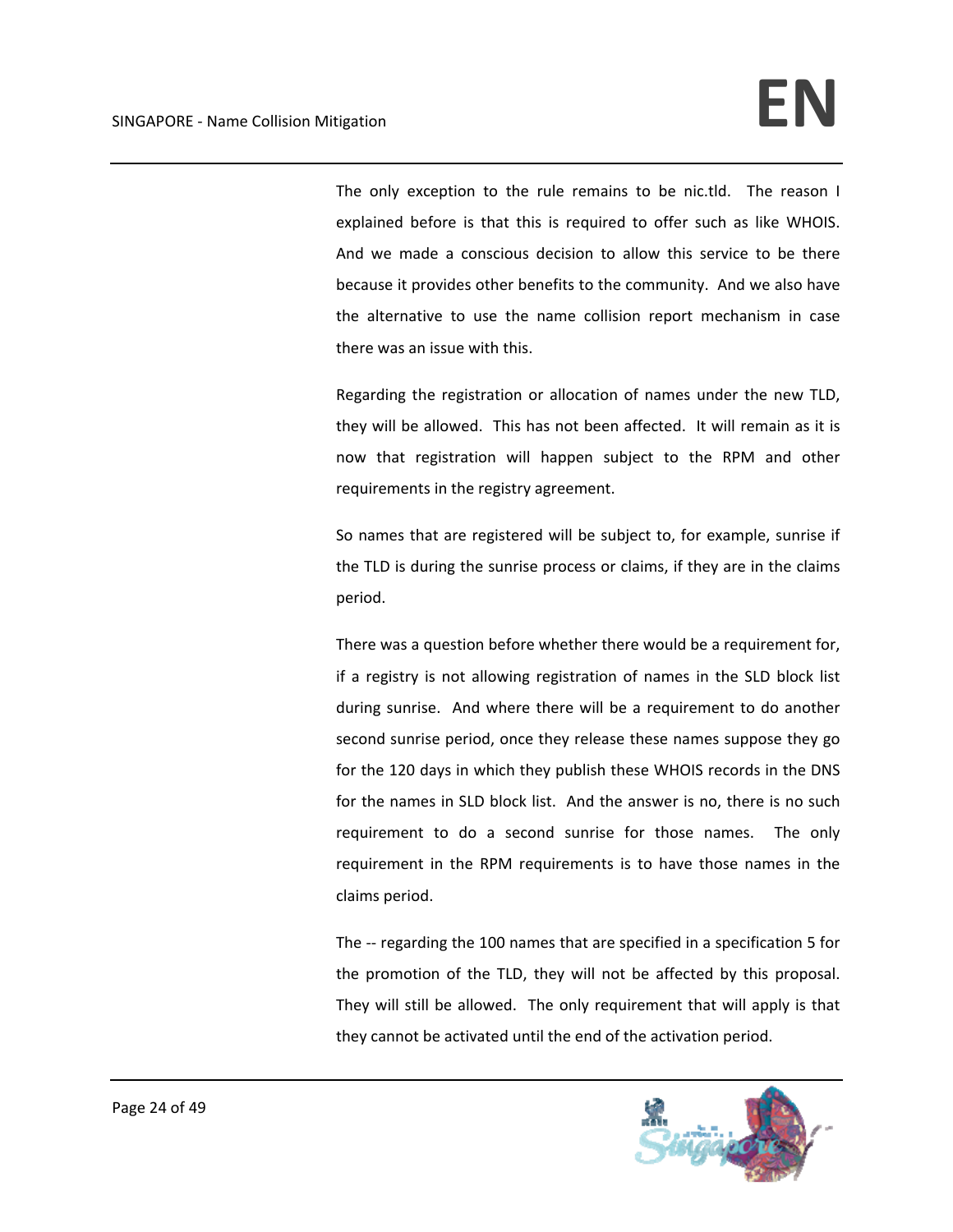The only exception to the rule remains to be nic.tld. The reason I explained before is that this is required to offer such as like WHOIS. And we made a conscious decision to allow this service to be there because it provides other benefits to the community. And we also have the alternative to use the name collision report mechanism in case there was an issue with this.

Regarding the registration or allocation of names under the new TLD, they will be allowed. This has not been affected. It will remain as it is now that registration will happen subject to the RPM and other requirements in the registry agreement.

So names that are registered will be subject to, for example, sunrise if the TLD is during the sunrise process or claims, if they are in the claims period.

There was a question before whether there would be a requirement for, if a registry is not allowing registration of names in the SLD block list during sunrise. And where there will be a requirement to do another second sunrise period, once they release these names suppose they go for the 120 days in which they publish these WHOIS records in the DNS for the names in SLD block list. And the answer is no, there is no such requirement to do a second sunrise for those names. The only requirement in the RPM requirements is to have those names in the claims period.

The -- regarding the 100 names that are specified in a specification 5 for the promotion of the TLD, they will not be affected by this proposal. They will still be allowed. The only requirement that will apply is that they cannot be activated until the end of the activation period.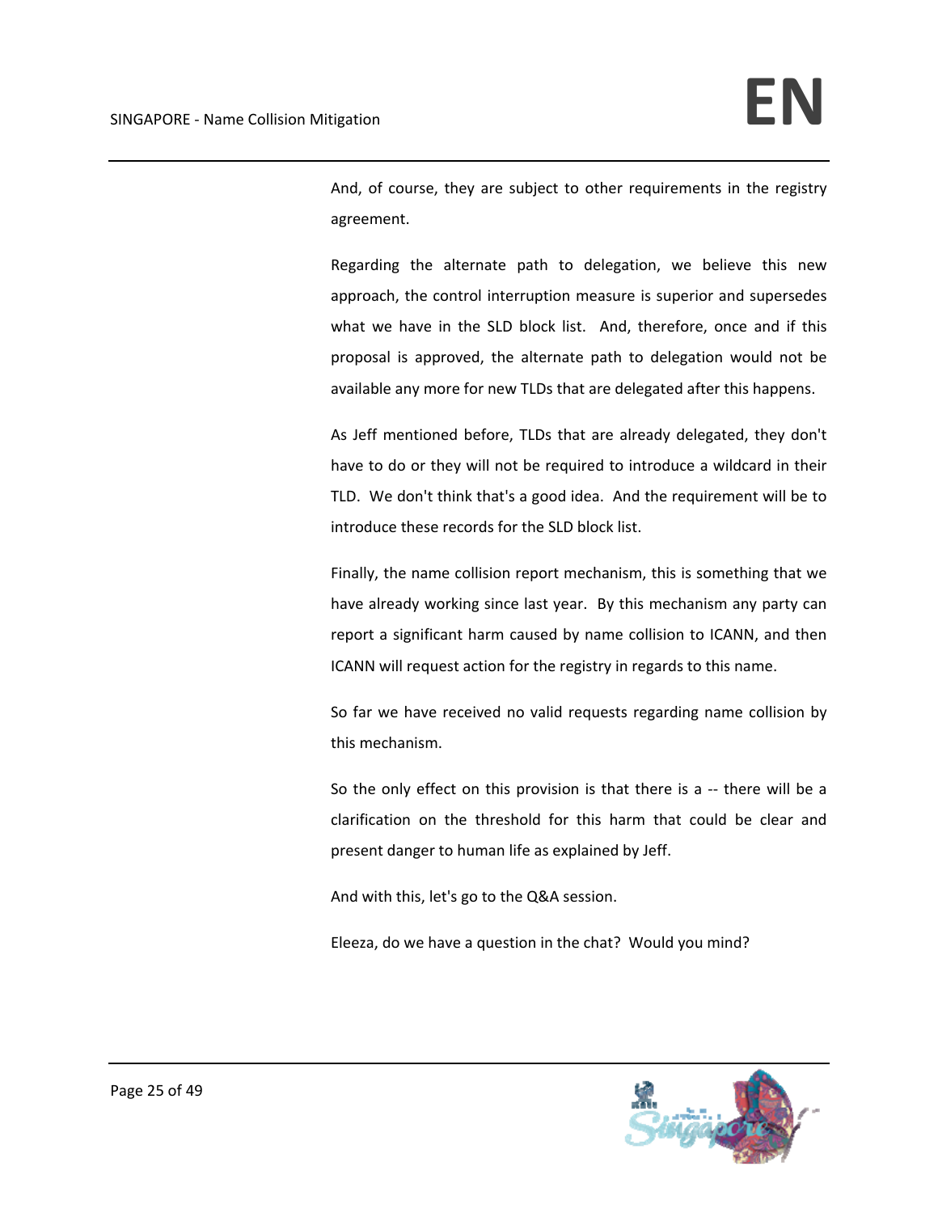And, of course, they are subject to other requirements in the registry agreement.

Regarding the alternate path to delegation, we believe this new approach, the control interruption measure is superior and supersedes what we have in the SLD block list. And, therefore, once and if this proposal is approved, the alternate path to delegation would not be available any more for new TLDs that are delegated after this happens.

As Jeff mentioned before, TLDs that are already delegated, they don't have to do or they will not be required to introduce a wildcard in their TLD. We don't think that's a good idea. And the requirement will be to introduce these records for the SLD block list.

Finally, the name collision report mechanism, this is something that we have already working since last year. By this mechanism any party can report a significant harm caused by name collision to ICANN, and then ICANN will request action for the registry in regards to this name.

So far we have received no valid requests regarding name collision by this mechanism.

So the only effect on this provision is that there is a -- there will be a clarification on the threshold for this harm that could be clear and present danger to human life as explained by Jeff.

And with this, let's go to the Q&A session.

Eleeza, do we have a question in the chat? Would you mind?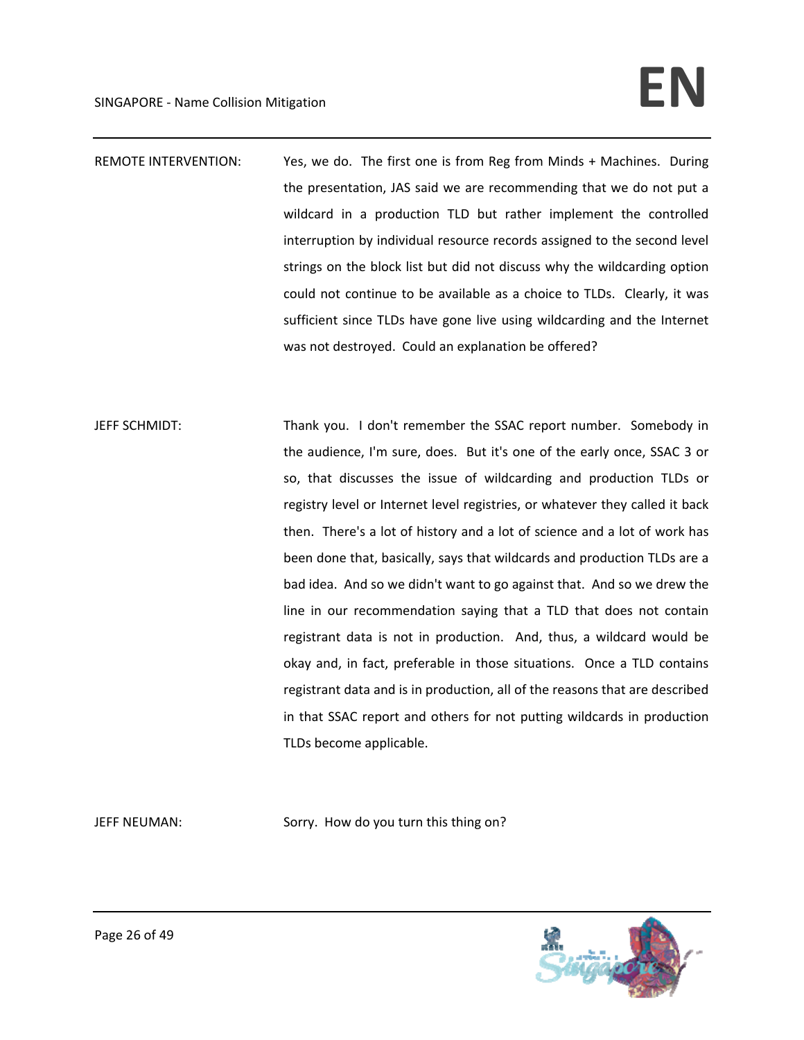REMOTE INTERVENTION: Yes, we do. The first one is from Reg from Minds + Machines. During the presentation, JAS said we are recommending that we do not put a wildcard in a production TLD but rather implement the controlled interruption by individual resource records assigned to the second level strings on the block list but did not discuss why the wildcarding option could not continue to be available as a choice to TLDs. Clearly, it was sufficient since TLDs have gone live using wildcarding and the Internet was not destroyed. Could an explanation be offered?

JEFF SCHMIDT: Thank you. I don't remember the SSAC report number. Somebody in the audience, I'm sure, does. But it's one of the early once, SSAC 3 or so, that discusses the issue of wildcarding and production TLDs or registry level or Internet level registries, or whatever they called it back then. There's a lot of history and a lot of science and a lot of work has been done that, basically, says that wildcards and production TLDs are a bad idea. And so we didn't want to go against that. And so we drew the line in our recommendation saying that a TLD that does not contain registrant data is not in production. And, thus, a wildcard would be okay and, in fact, preferable in those situations. Once a TLD contains registrant data and is in production, all of the reasons that are described in that SSAC report and others for not putting wildcards in production TLDs become applicable.

JEFF NEUMAN: Sorry. How do you turn this thing on?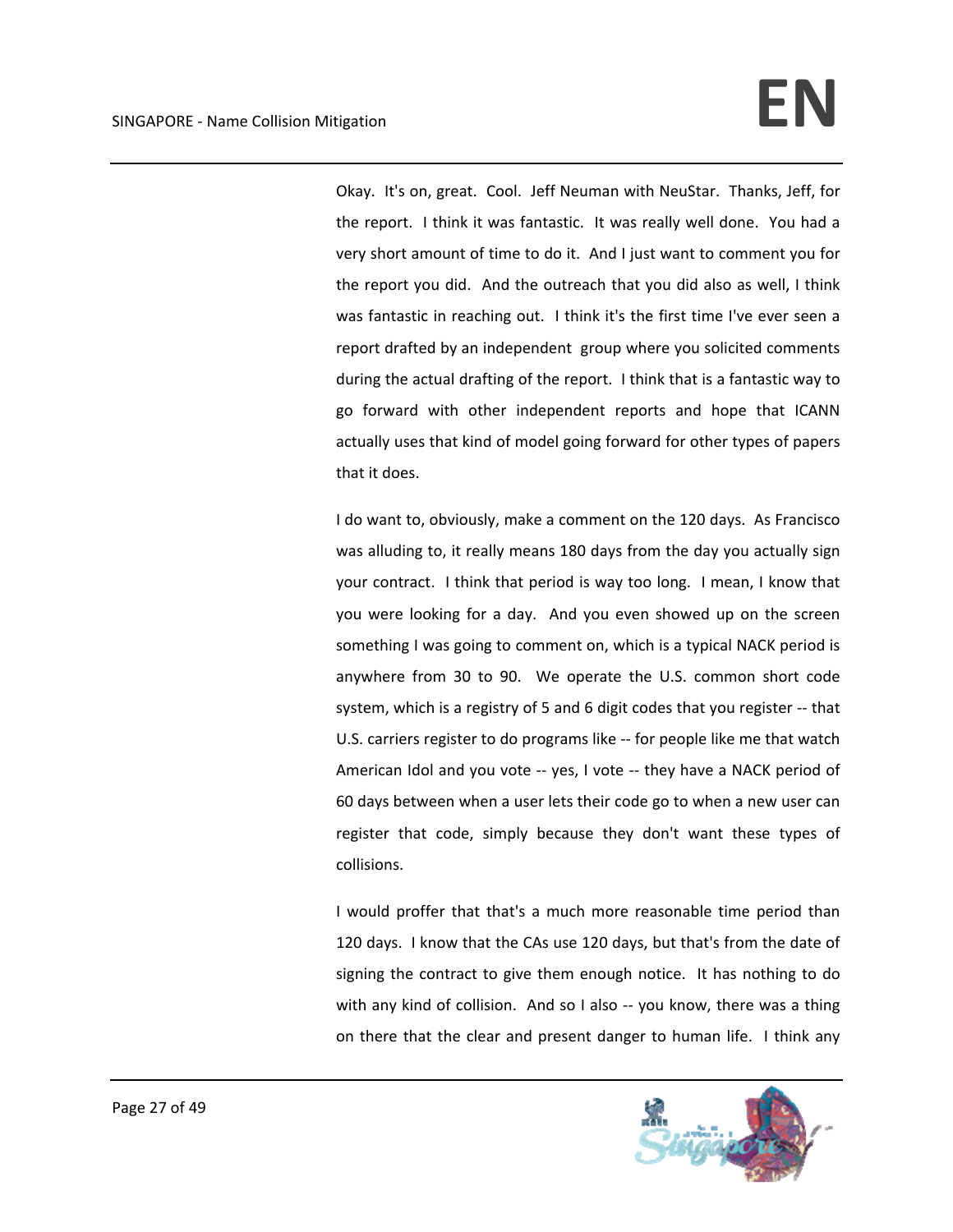Okay. It's on, great. Cool. Jeff Neuman with NeuStar. Thanks, Jeff, for the report. I think it was fantastic. It was really well done. You had a very short amount of time to do it. And I just want to comment you for the report you did. And the outreach that you did also as well, I think was fantastic in reaching out. I think it's the first time I've ever seen a report drafted by an independent group where you solicited comments during the actual drafting of the report. I think that is a fantastic way to go forward with other independent reports and hope that ICANN actually uses that kind of model going forward for other types of papers that it does.

I do want to, obviously, make a comment on the 120 days. As Francisco was alluding to, it really means 180 days from the day you actually sign your contract. I think that period is way too long. I mean, I know that you were looking for a day. And you even showed up on the screen something I was going to comment on, which is a typical NACK period is anywhere from 30 to 90. We operate the U.S. common short code system, which is a registry of 5 and 6 digit codes that you register -- that U.S. carriers register to do programs like -- for people like me that watch American Idol and you vote -- yes, I vote -- they have a NACK period of 60 days between when a user lets their code go to when a new user can register that code, simply because they don't want these types of collisions.

I would proffer that that's a much more reasonable time period than 120 days. I know that the CAs use 120 days, but that's from the date of signing the contract to give them enough notice. It has nothing to do with any kind of collision. And so I also -- you know, there was a thing on there that the clear and present danger to human life. I think any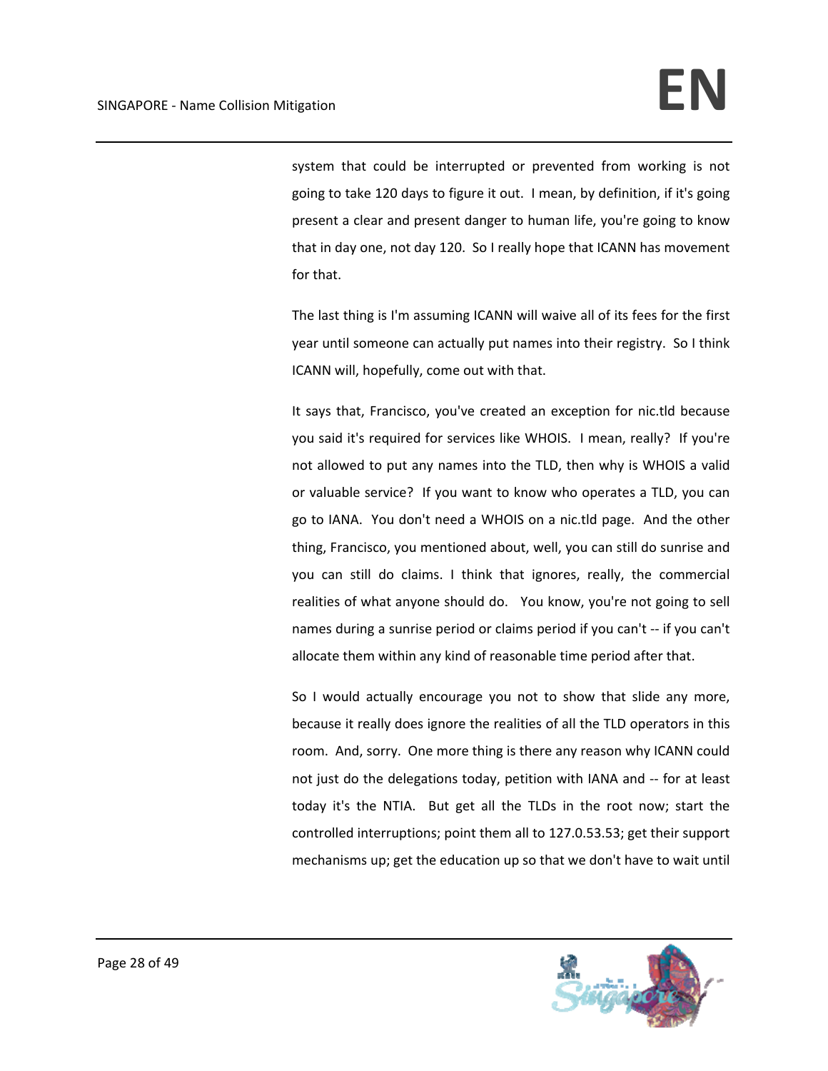system that could be interrupted or prevented from working is not going to take 120 days to figure it out. I mean, by definition, if it's going present a clear and present danger to human life, you're going to know that in day one, not day 120. So I really hope that ICANN has movement for that.

The last thing is I'm assuming ICANN will waive all of its fees for the first year until someone can actually put names into their registry. So I think ICANN will, hopefully, come out with that.

It says that, Francisco, you've created an exception for nic.tld because you said it's required for services like WHOIS. I mean, really? If you're not allowed to put any names into the TLD, then why is WHOIS a valid or valuable service? If you want to know who operates a TLD, you can go to IANA. You don't need a WHOIS on a nic.tld page. And the other thing, Francisco, you mentioned about, well, you can still do sunrise and you can still do claims. I think that ignores, really, the commercial realities of what anyone should do. You know, you're not going to sell names during a sunrise period or claims period if you can't -- if you can't allocate them within any kind of reasonable time period after that.

So I would actually encourage you not to show that slide any more, because it really does ignore the realities of all the TLD operators in this room. And, sorry. One more thing is there any reason why ICANN could not just do the delegations today, petition with IANA and -- for at least today it's the NTIA. But get all the TLDs in the root now; start the controlled interruptions; point them all to 127.0.53.53; get their support mechanisms up; get the education up so that we don't have to wait until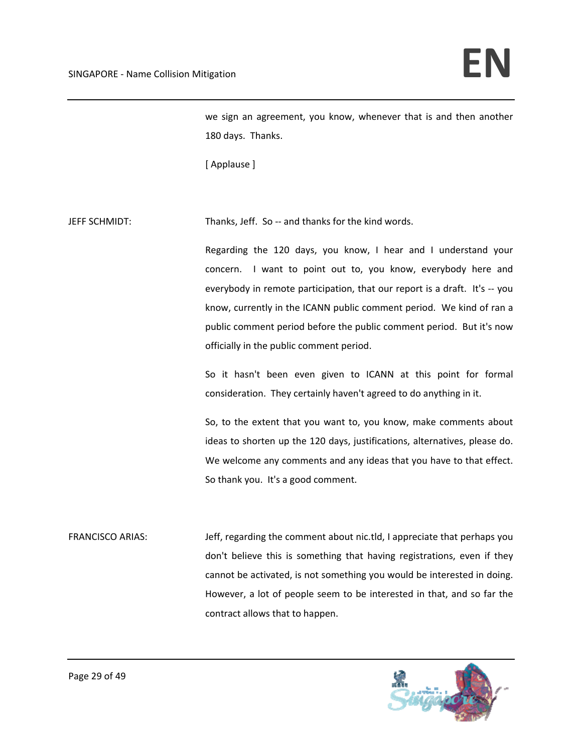we sign an agreement, you know, whenever that is and then another 180 days. Thanks.

[ Applause ]

JEFF SCHMIDT: Thanks, Jeff. So -- and thanks for the kind words.

Regarding the 120 days, you know, I hear and I understand your concern. I want to point out to, you know, everybody here and everybody in remote participation, that our report is a draft. It's -- you know, currently in the ICANN public comment period. We kind of ran a public comment period before the public comment period. But it's now officially in the public comment period.

So it hasn't been even given to ICANN at this point for formal consideration. They certainly haven't agreed to do anything in it.

So, to the extent that you want to, you know, make comments about ideas to shorten up the 120 days, justifications, alternatives, please do. We welcome any comments and any ideas that you have to that effect. So thank you. It's a good comment.

FRANCISCO ARIAS: Jeff, regarding the comment about nic.tld, I appreciate that perhaps you don't believe this is something that having registrations, even if they cannot be activated, is not something you would be interested in doing. However, a lot of people seem to be interested in that, and so far the contract allows that to happen.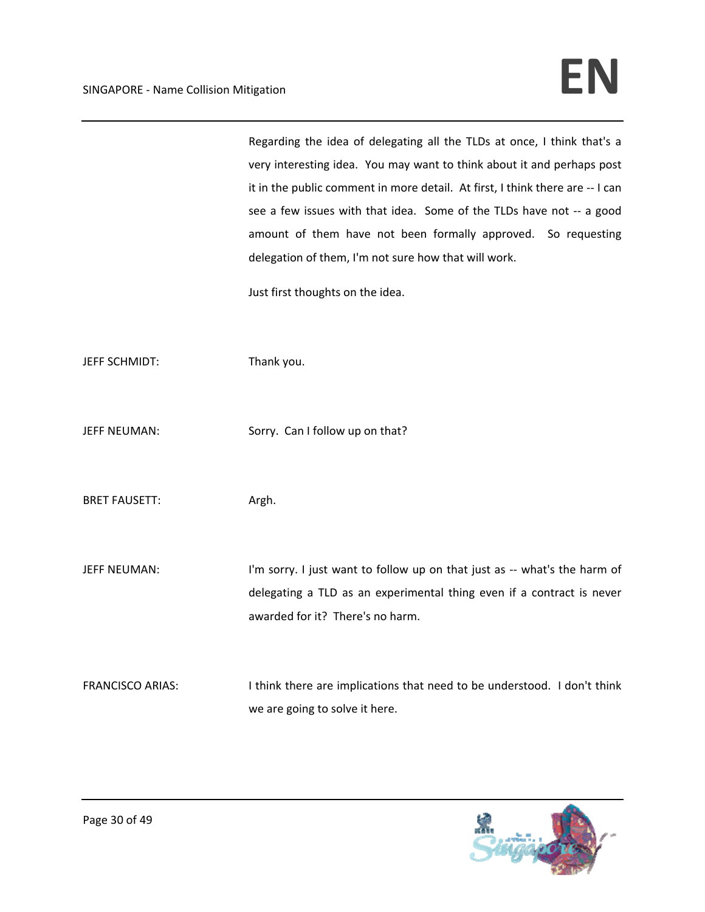Regarding the idea of delegating all the TLDs at once, I think that's a very interesting idea. You may want to think about it and perhaps post it in the public comment in more detail. At first, I think there are -- I can see a few issues with that idea. Some of the TLDs have not -- a good amount of them have not been formally approved. So requesting delegation of them, I'm not sure how that will work.

Just first thoughts on the idea.

JEFF SCHMIDT: Thank you.

JEFF NEUMAN: Sorry. Can I follow up on that?

BRET FAUSETT: Argh.

JEFF NEUMAN: I'm sorry. I just want to follow up on that just as -- what's the harm of delegating a TLD as an experimental thing even if a contract is never awarded for it? There's no harm.

FRANCISCO ARIAS: I think there are implications that need to be understood. I don't think we are going to solve it here.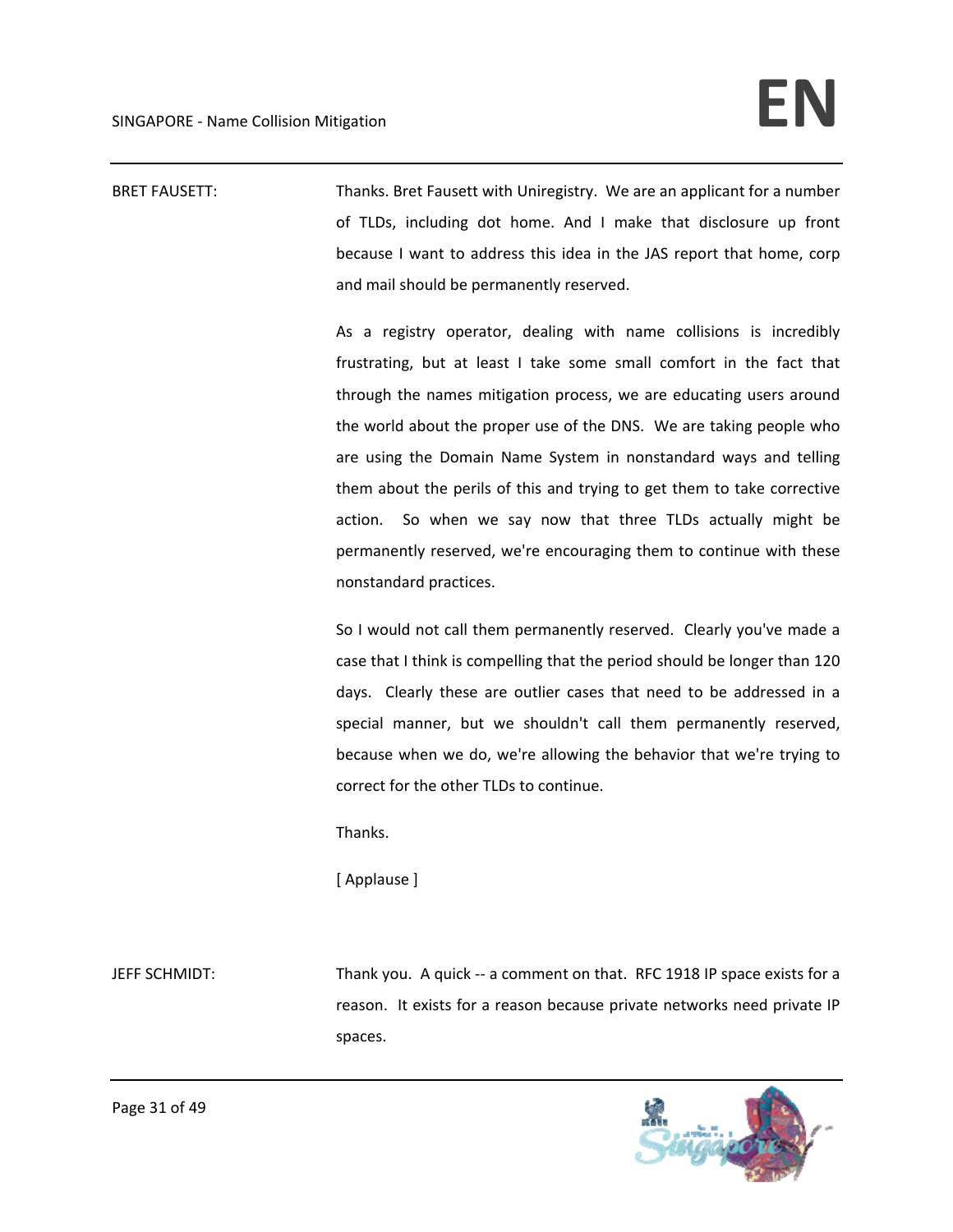BRET FAUSETT: Thanks. Bret Fausett with Uniregistry. We are an applicant for a number of TLDs, including dot home. And I make that disclosure up front because I want to address this idea in the JAS report that home, corp and mail should be permanently reserved.

As a registry operator, dealing with name collisions is incredibly frustrating, but at least I take some small comfort in the fact that through the names mitigation process, we are educating users around the world about the proper use of the DNS. We are taking people who are using the Domain Name System in nonstandard ways and telling them about the perils of this and trying to get them to take corrective action. So when we say now that three TLDs actually might be permanently reserved, we're encouraging them to continue with these nonstandard practices.

So I would not call them permanently reserved. Clearly you've made a case that I think is compelling that the period should be longer than 120 days. Clearly these are outlier cases that need to be addressed in a special manner, but we shouldn't call them permanently reserved, because when we do, we're allowing the behavior that we're trying to correct for the other TLDs to continue.

Thanks.

[ Applause ]

JEFF SCHMIDT: Thank you. A quick -- a comment on that. RFC 1918 IP space exists for a reason. It exists for a reason because private networks need private IP spaces.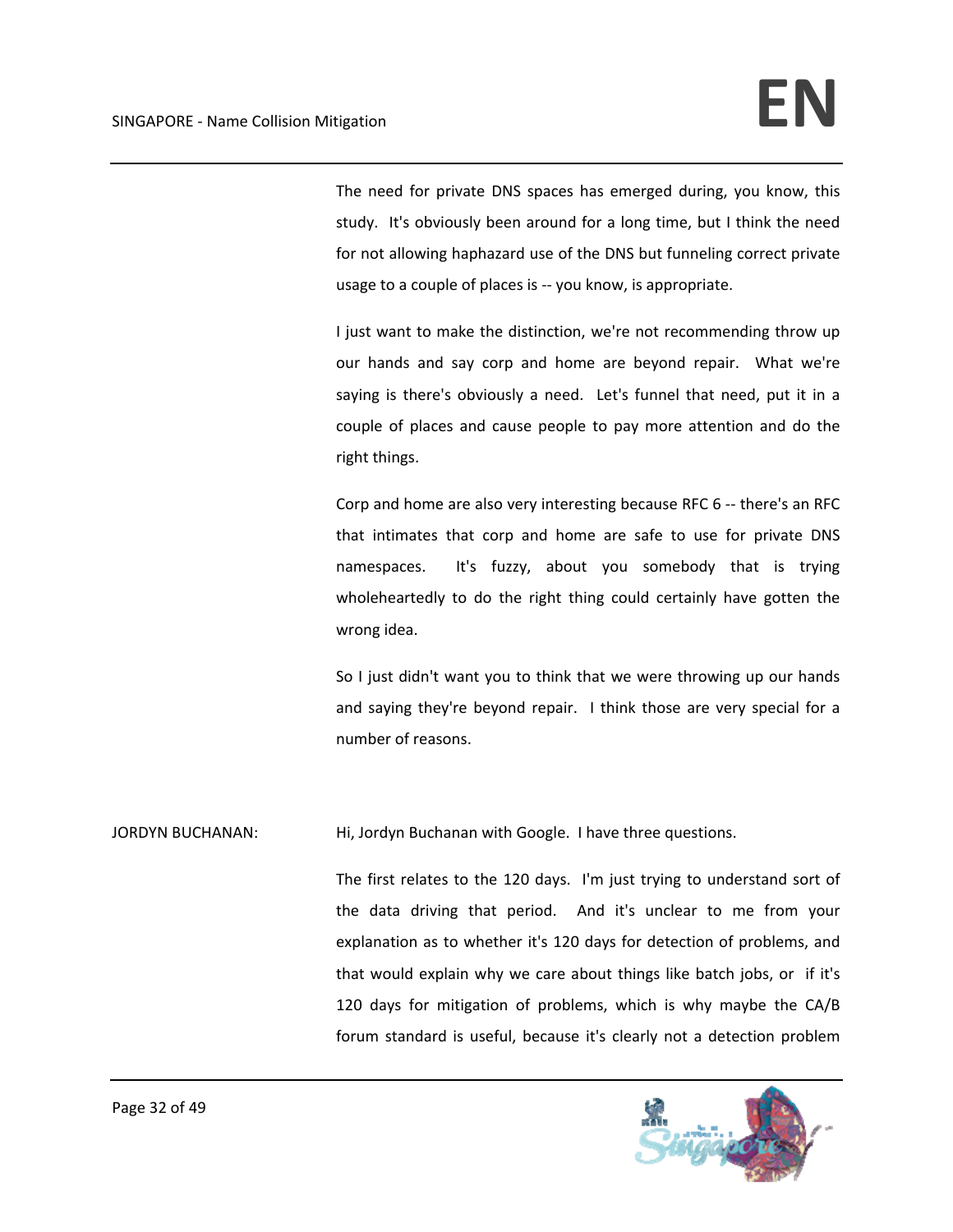The need for private DNS spaces has emerged during, you know, this study. It's obviously been around for a long time, but I think the need for not allowing haphazard use of the DNS but funneling correct private usage to a couple of places is -- you know, is appropriate.

I just want to make the distinction, we're not recommending throw up our hands and say corp and home are beyond repair. What we're saying is there's obviously a need. Let's funnel that need, put it in a couple of places and cause people to pay more attention and do the right things.

Corp and home are also very interesting because RFC 6 -- there's an RFC that intimates that corp and home are safe to use for private DNS namespaces. It's fuzzy, about you somebody that is trying wholeheartedly to do the right thing could certainly have gotten the wrong idea.

So I just didn't want you to think that we were throwing up our hands and saying they're beyond repair. I think those are very special for a number of reasons.

JORDYN BUCHANAN: Hi, Jordyn Buchanan with Google. I have three questions.

The first relates to the 120 days. I'm just trying to understand sort of the data driving that period. And it's unclear to me from your explanation as to whether it's 120 days for detection of problems, and that would explain why we care about things like batch jobs, or if it's 120 days for mitigation of problems, which is why maybe the CA/B forum standard is useful, because it's clearly not a detection problem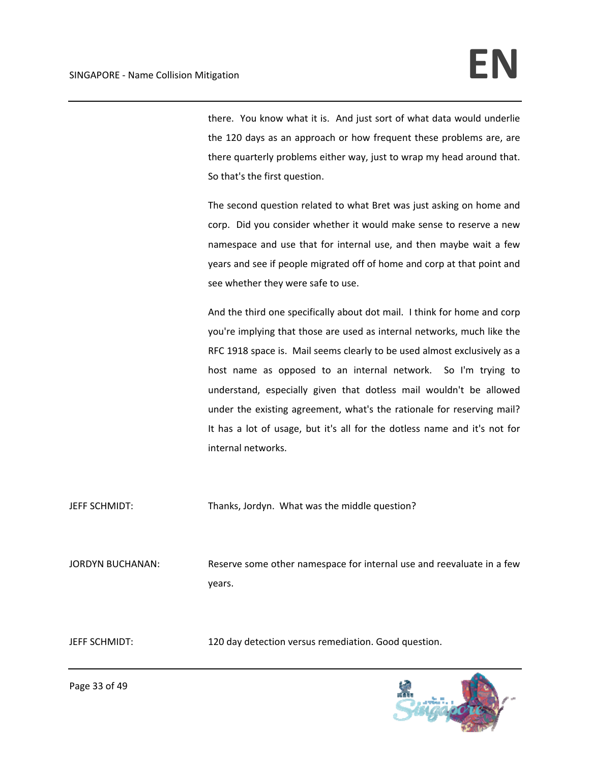there. You know what it is. And just sort of what data would underlie the 120 days as an approach or how frequent these problems are, are there quarterly problems either way, just to wrap my head around that. So that's the first question.

The second question related to what Bret was just asking on home and corp. Did you consider whether it would make sense to reserve a new namespace and use that for internal use, and then maybe wait a few years and see if people migrated off of home and corp at that point and see whether they were safe to use.

And the third one specifically about dot mail. I think for home and corp you're implying that those are used as internal networks, much like the RFC 1918 space is. Mail seems clearly to be used almost exclusively as a host name as opposed to an internal network. So I'm trying to understand, especially given that dotless mail wouldn't be allowed under the existing agreement, what's the rationale for reserving mail? It has a lot of usage, but it's all for the dotless name and it's not for internal networks.

JEFF SCHMIDT: Thanks, Jordyn. What was the middle question?

JORDYN BUCHANAN: Reserve some other namespace for internal use and reevaluate in a few years.

JEFF SCHMIDT: 120 day detection versus remediation. Good question.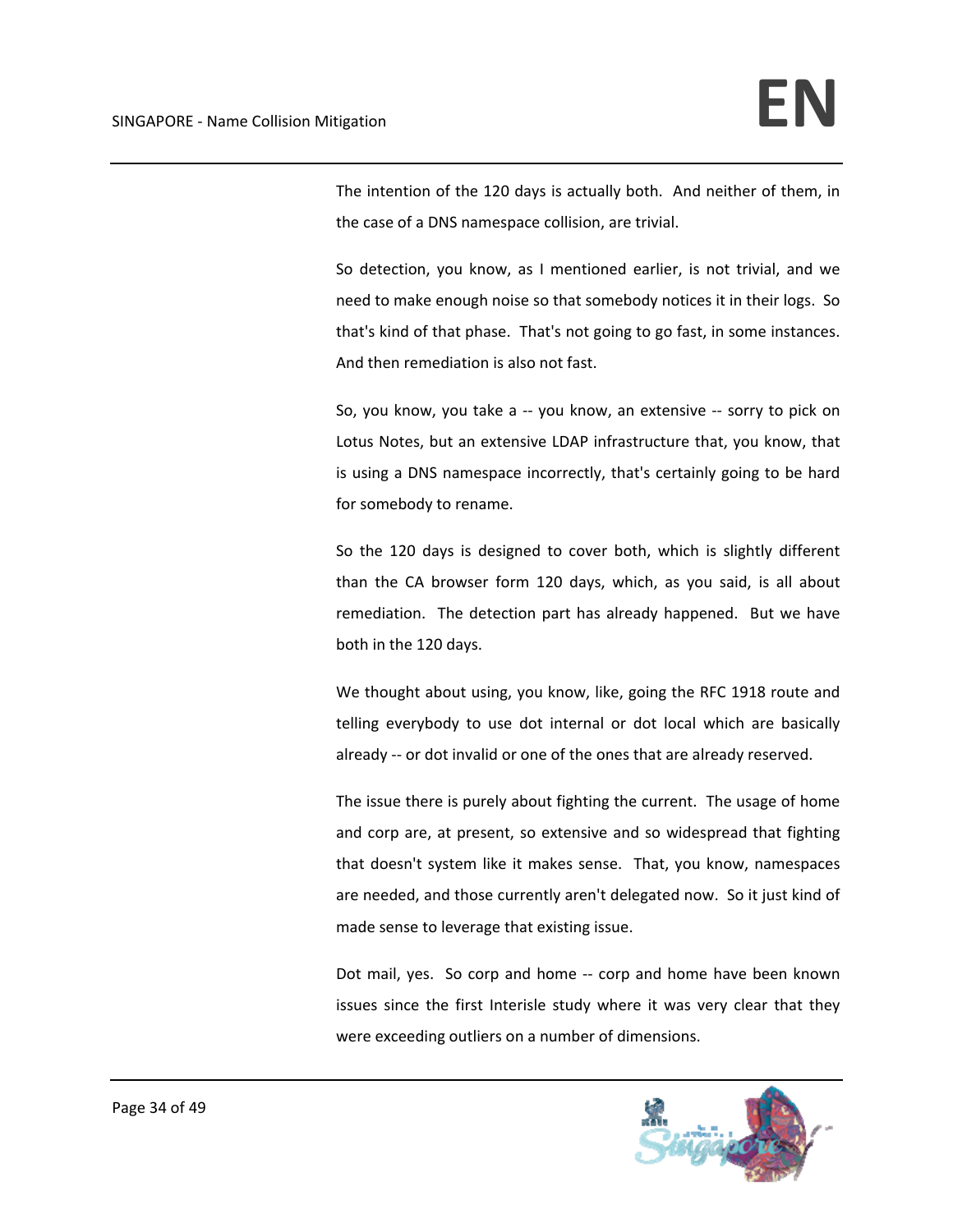The intention of the 120 days is actually both. And neither of them, in the case of a DNS namespace collision, are trivial.

So detection, you know, as I mentioned earlier, is not trivial, and we need to make enough noise so that somebody notices it in their logs. So that's kind of that phase. That's not going to go fast, in some instances. And then remediation is also not fast.

So, you know, you take a -- you know, an extensive -- sorry to pick on Lotus Notes, but an extensive LDAP infrastructure that, you know, that is using a DNS namespace incorrectly, that's certainly going to be hard for somebody to rename.

So the 120 days is designed to cover both, which is slightly different than the CA browser form 120 days, which, as you said, is all about remediation. The detection part has already happened. But we have both in the 120 days.

We thought about using, you know, like, going the RFC 1918 route and telling everybody to use dot internal or dot local which are basically already -- or dot invalid or one of the ones that are already reserved.

The issue there is purely about fighting the current. The usage of home and corp are, at present, so extensive and so widespread that fighting that doesn't system like it makes sense. That, you know, namespaces are needed, and those currently aren't delegated now. So it just kind of made sense to leverage that existing issue.

Dot mail, yes. So corp and home -- corp and home have been known issues since the first Interisle study where it was very clear that they were exceeding outliers on a number of dimensions.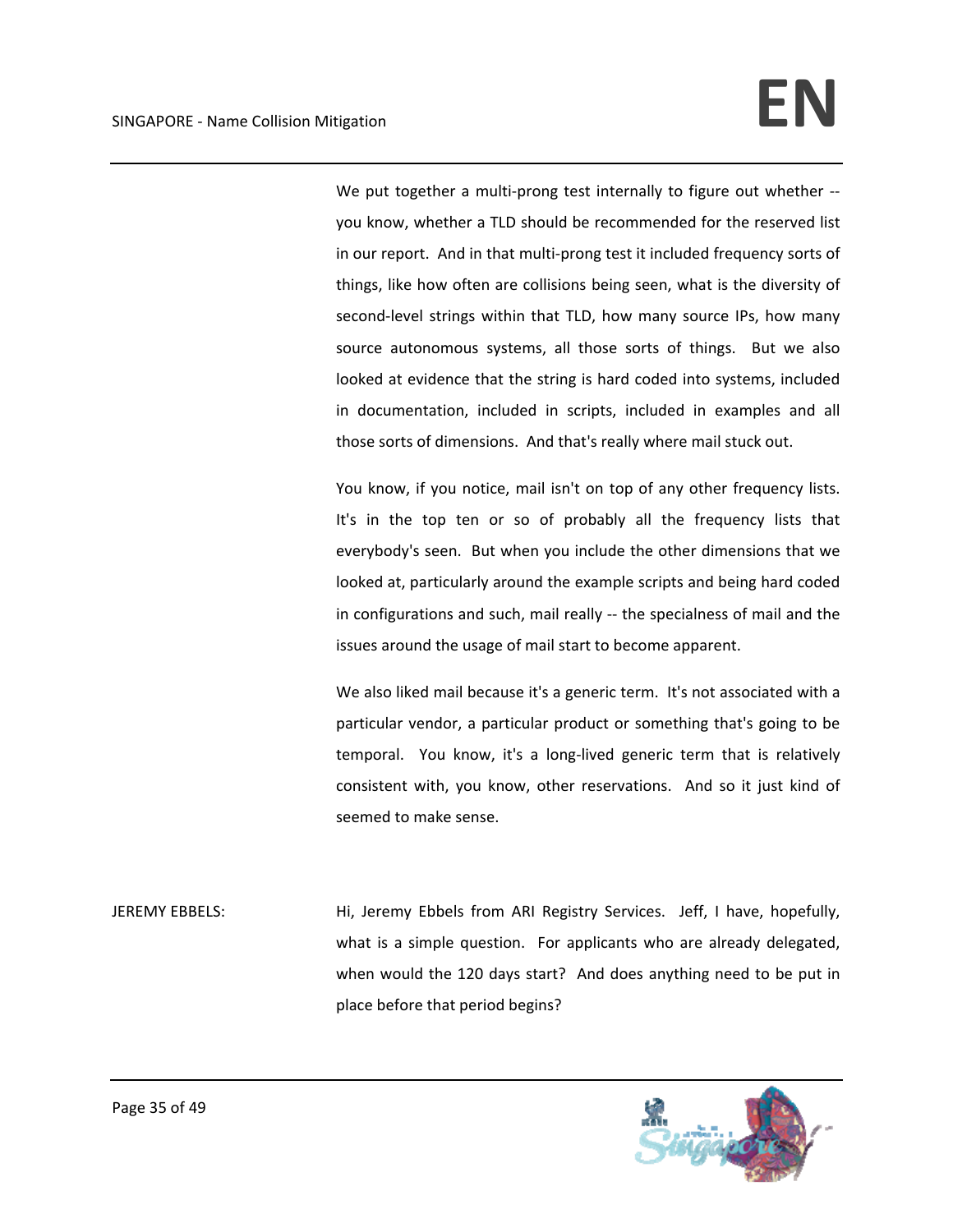We put together a multi-prong test internally to figure out whether -- you know, whether a TLD should be recommended for the reserved list in our report. And in that multi-prong test it included frequency sorts of things, like how often are collisions being seen, what is the diversity of second-level strings within that TLD, how many source IPs, how many source autonomous systems, all those sorts of things. But we also looked at evidence that the string is hard coded into systems, included in documentation, included in scripts, included in examples and all those sorts of dimensions. And that's really where mail stuck out.

You know, if you notice, mail isn't on top of any other frequency lists. It's in the top ten or so of probably all the frequency lists that everybody's seen. But when you include the other dimensions that we looked at, particularly around the example scripts and being hard coded in configurations and such, mail really -- the specialness of mail and the issues around the usage of mail start to become apparent.

We also liked mail because it's a generic term. It's not associated with a particular vendor, a particular product or something that's going to be temporal. You know, it's a long-lived generic term that is relatively consistent with, you know, other reservations. And so it just kind of seemed to make sense.

JEREMY EBBELS: Hi, Jeremy Ebbels from ARI Registry Services. Jeff, I have, hopefully, what is a simple question. For applicants who are already delegated, when would the 120 days start? And does anything need to be put in place before that period begins?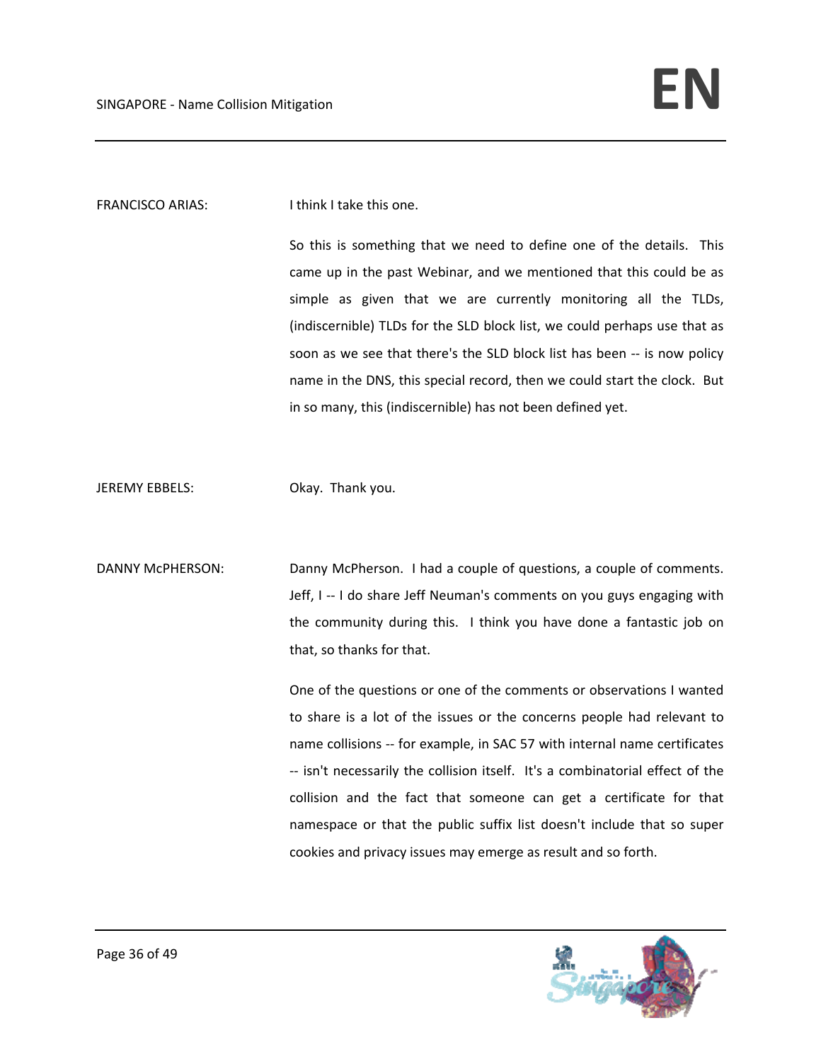FRANCISCO ARIAS: I think I take this one.

So this is something that we need to define one of the details. This came up in the past Webinar, and we mentioned that this could be as simple as given that we are currently monitoring all the TLDs, (indiscernible) TLDs for the SLD block list, we could perhaps use that as soon as we see that there's the SLD block list has been -- is now policy name in the DNS, this special record, then we could start the clock. But in so many, this (indiscernible) has not been defined yet.

JEREMY EBBELS: Okay. Thank you.

DANNY McPHERSON: Danny McPherson. I had a couple of questions, a couple of comments. Jeff, I -- I do share Jeff Neuman's comments on you guys engaging with the community during this. I think you have done a fantastic job on that, so thanks for that.

One of the questions or one of the comments or observations I wanted to share is a lot of the issues or the concerns people had relevant to name collisions -- for example, in SAC 57 with internal name certificates -- isn't necessarily the collision itself. It's a combinatorial effect of the collision and the fact that someone can get a certificate for that namespace or that the public suffix list doesn't include that so super cookies and privacy issues may emerge as result and so forth.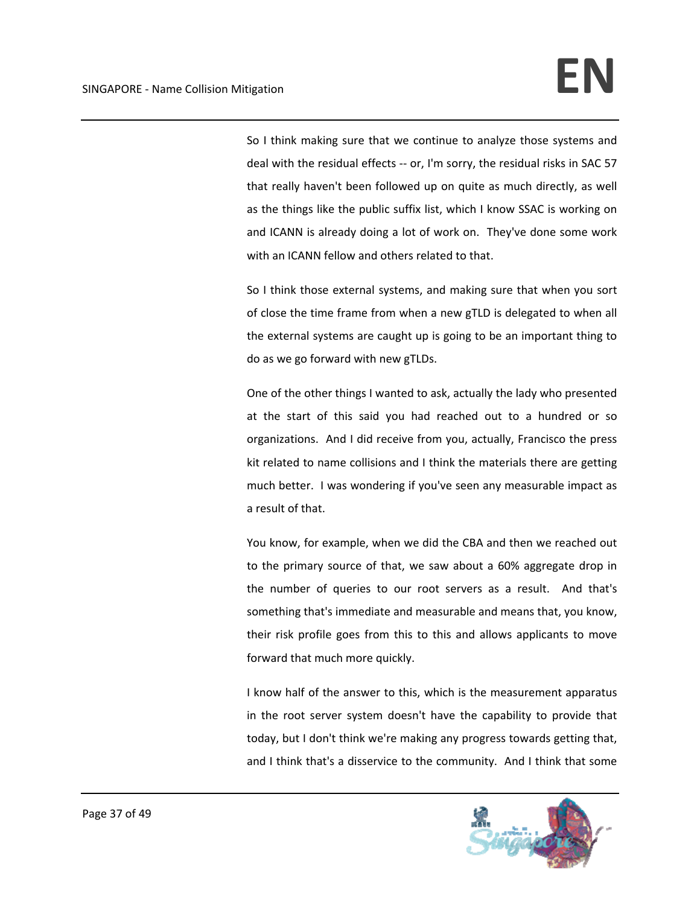So I think making sure that we continue to analyze those systems and deal with the residual effects -- or, I'm sorry, the residual risks in SAC 57 that really haven't been followed up on quite as much directly, as well as the things like the public suffix list, which I know SSAC is working on and ICANN is already doing a lot of work on. They've done some work with an ICANN fellow and others related to that.

So I think those external systems, and making sure that when you sort of close the time frame from when a new gTLD is delegated to when all the external systems are caught up is going to be an important thing to do as we go forward with new gTLDs.

One of the other things I wanted to ask, actually the lady who presented at the start of this said you had reached out to a hundred or so organizations. And I did receive from you, actually, Francisco the press kit related to name collisions and I think the materials there are getting much better. I was wondering if you've seen any measurable impact as a result of that.

You know, for example, when we did the CBA and then we reached out to the primary source of that, we saw about a 60% aggregate drop in the number of queries to our root servers as a result. And that's something that's immediate and measurable and means that, you know, their risk profile goes from this to this and allows applicants to move forward that much more quickly.

I know half of the answer to this, which is the measurement apparatus in the root server system doesn't have the capability to provide that today, but I don't think we're making any progress towards getting that, and I think that's a disservice to the community. And I think that some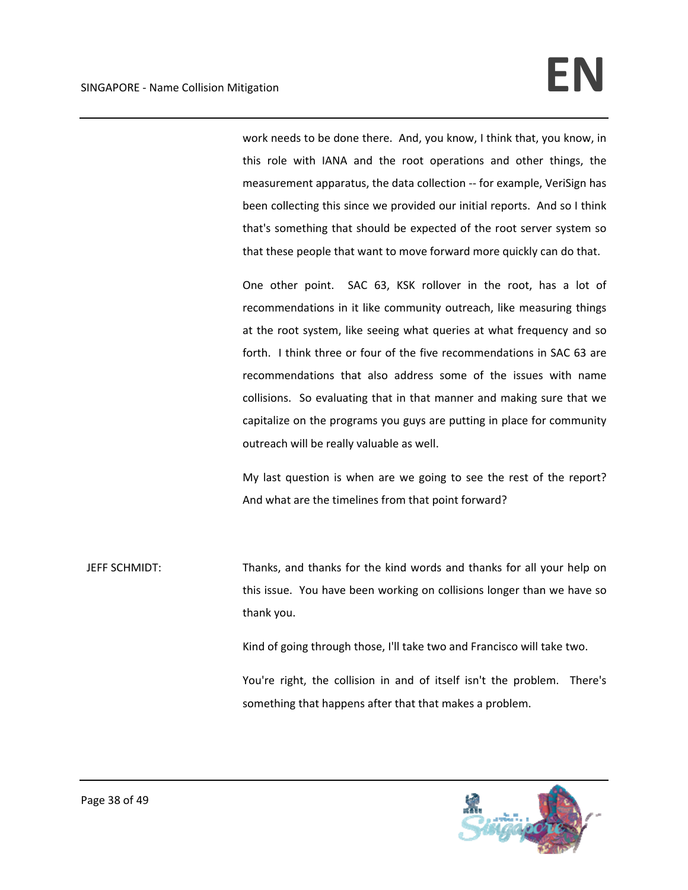work needs to be done there. And, you know, I think that, you know, in this role with IANA and the root operations and other things, the measurement apparatus, the data collection -- for example, VeriSign has been collecting this since we provided our initial reports. And so I think that's something that should be expected of the root server system so that these people that want to move forward more quickly can do that.

One other point. SAC 63, KSK rollover in the root, has a lot of recommendations in it like community outreach, like measuring things at the root system, like seeing what queries at what frequency and so forth. I think three or four of the five recommendations in SAC 63 are recommendations that also address some of the issues with name collisions. So evaluating that in that manner and making sure that we capitalize on the programs you guys are putting in place for community outreach will be really valuable as well.

My last question is when are we going to see the rest of the report? And what are the timelines from that point forward?

JEFF SCHMIDT: Thanks, and thanks for the kind words and thanks for all your help on this issue. You have been working on collisions longer than we have so thank you.

Kind of going through those, I'll take two and Francisco will take two.

You're right, the collision in and of itself isn't the problem. There's something that happens after that that makes a problem.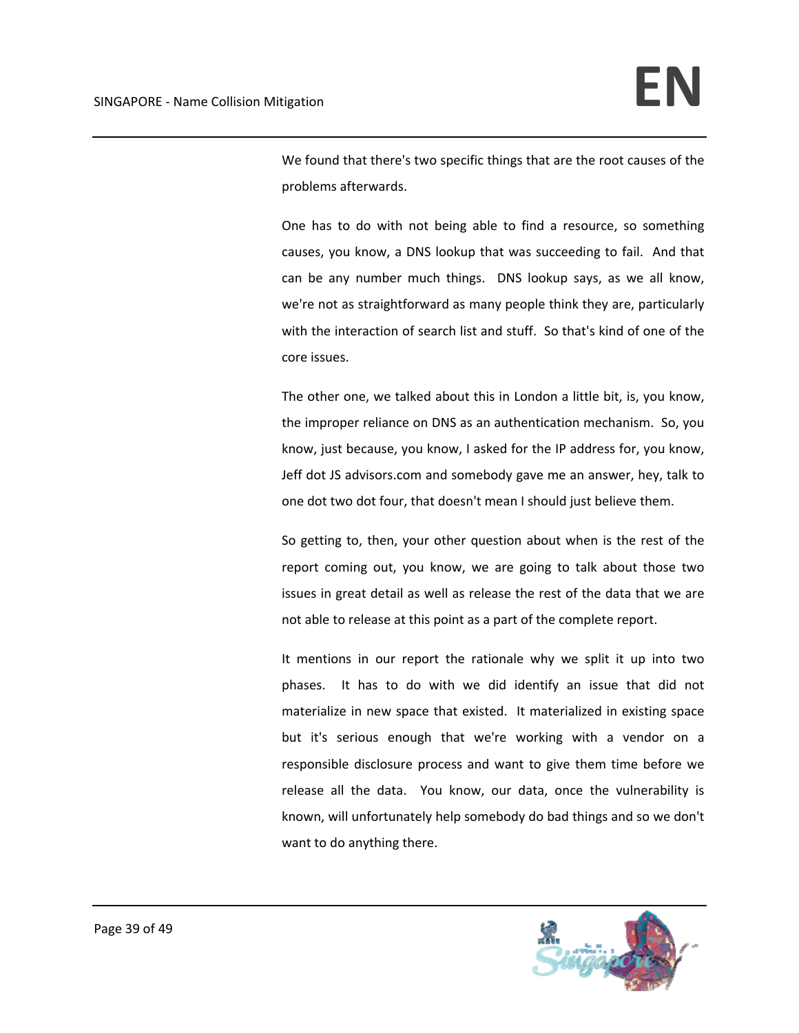We found that there's two specific things that are the root causes of the problems afterwards.

One has to do with not being able to find a resource, so something causes, you know, a DNS lookup that was succeeding to fail. And that can be any number much things. DNS lookup says, as we all know, we're not as straightforward as many people think they are, particularly with the interaction of search list and stuff. So that's kind of one of the core issues.

The other one, we talked about this in London a little bit, is, you know, the improper reliance on DNS as an authentication mechanism. So, you know, just because, you know, I asked for the IP address for, you know, Jeff dot JS advisors.com and somebody gave me an answer, hey, talk to one dot two dot four, that doesn't mean I should just believe them.

So getting to, then, your other question about when is the rest of the report coming out, you know, we are going to talk about those two issues in great detail as well as release the rest of the data that we are not able to release at this point as a part of the complete report.

It mentions in our report the rationale why we split it up into two phases. It has to do with we did identify an issue that did not materialize in new space that existed. It materialized in existing space but it's serious enough that we're working with a vendor on a responsible disclosure process and want to give them time before we release all the data. You know, our data, once the vulnerability is known, will unfortunately help somebody do bad things and so we don't want to do anything there.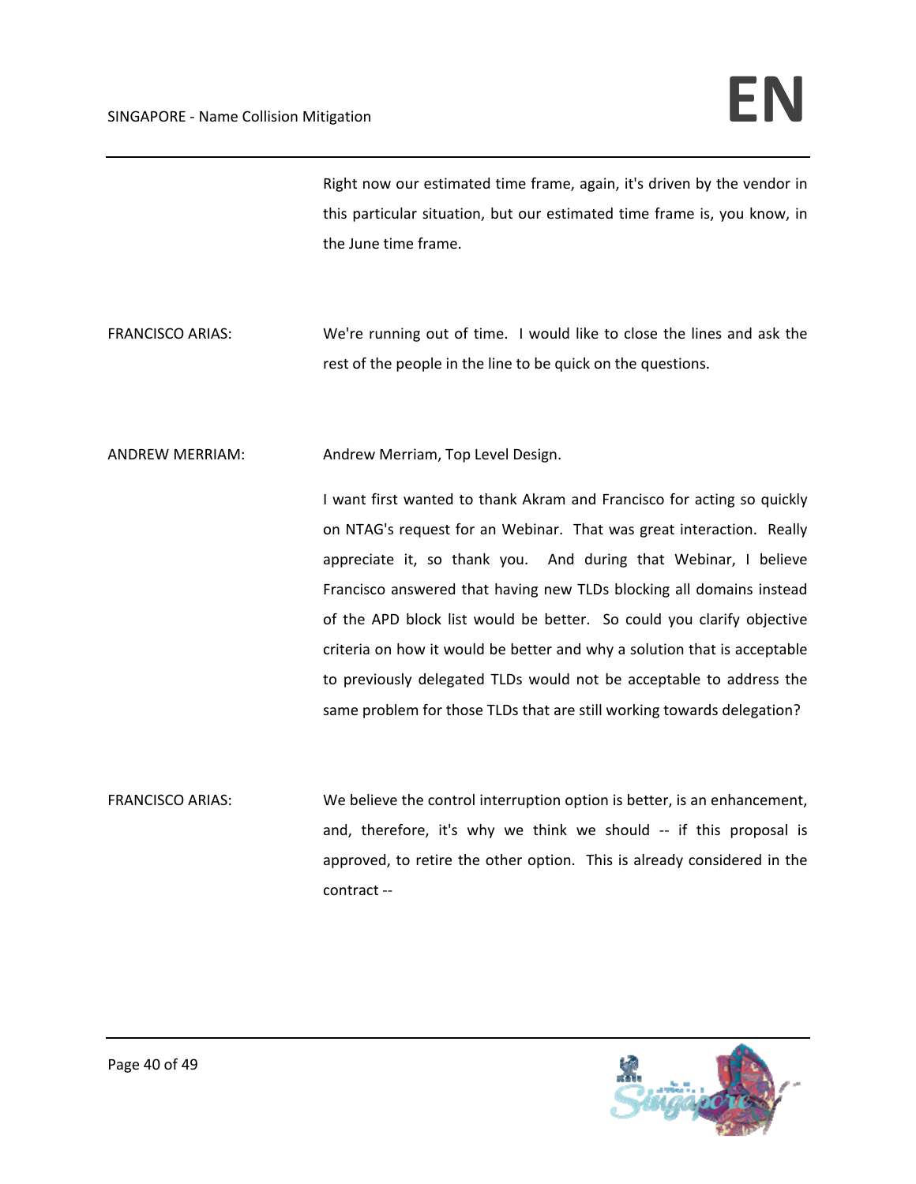Right now our estimated time frame, again, it's driven by the vendor in this particular situation, but our estimated time frame is, you know, in the June time frame.

FRANCISCO ARIAS: We're running out of time. I would like to close the lines and ask the rest of the people in the line to be quick on the questions.

ANDREW MERRIAM: Andrew Merriam, Top Level Design.

I want first wanted to thank Akram and Francisco for acting so quickly on NTAG's request for an Webinar. That was great interaction. Really appreciate it, so thank you. And during that Webinar, I believe Francisco answered that having new TLDs blocking all domains instead of the APD block list would be better. So could you clarify objective criteria on how it would be better and why a solution that is acceptable to previously delegated TLDs would not be acceptable to address the same problem for those TLDs that are still working towards delegation?

FRANCISCO ARIAS: We believe the control interruption option is better, is an enhancement, and, therefore, it's why we think we should -- if this proposal is approved, to retire the other option. This is already considered in the contract --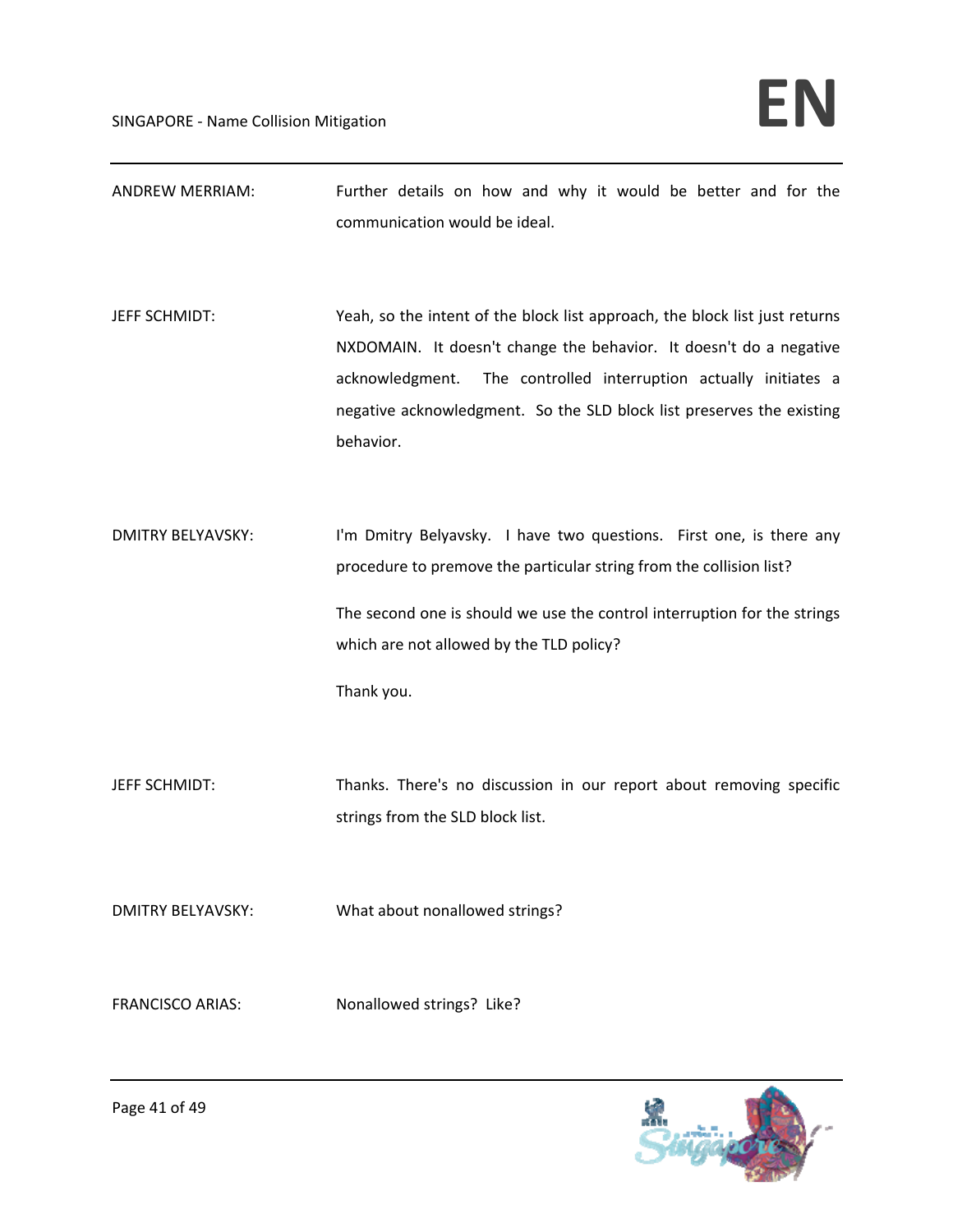ANDREW MERRIAM: Further details on how and why it would be better and for the communication would be ideal.

JEFF SCHMIDT: Yeah, so the intent of the block list approach, the block list just returns NXDOMAIN. It doesn't change the behavior. It doesn't do a negative acknowledgment. The controlled interruption actually initiates a negative acknowledgment. So the SLD block list preserves the existing behavior.

DMITRY BELYAVSKY: I'm Dmitry Belyavsky. I have two questions. First one, is there any procedure to premove the particular string from the collision list?

The second one is should we use the control interruption for the strings which are not allowed by the TLD policy?

Thank you.

JEFF SCHMIDT: Thanks. There's no discussion in our report about removing specific strings from the SLD block list.

DMITRY BELYAVSKY: What about nonallowed strings?

FRANCISCO ARIAS: Nonallowed strings? Like?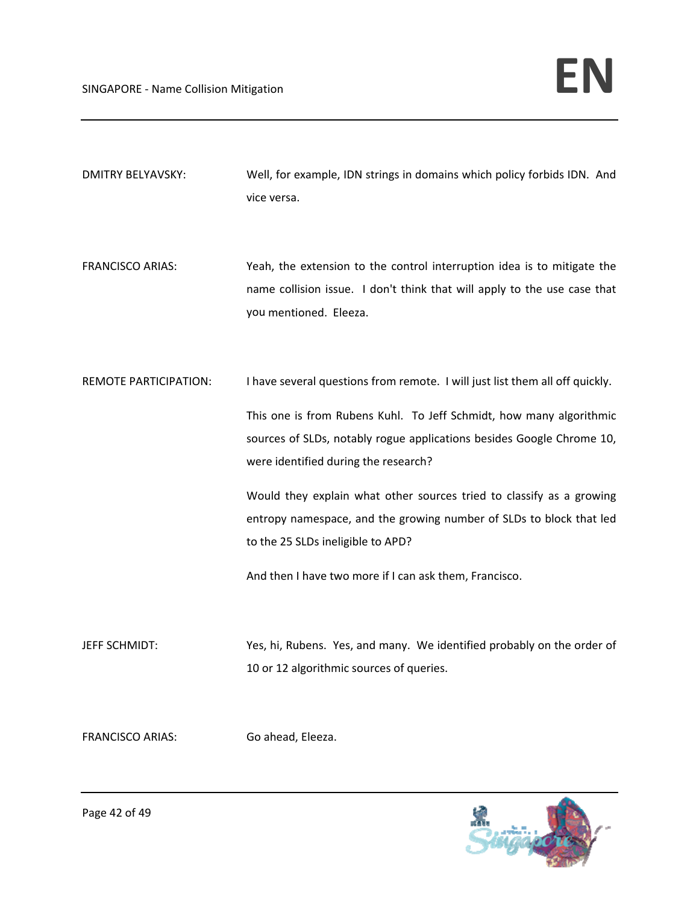DMITRY BELYAVSKY: Well, for example, IDN strings in domains which policy forbids IDN. And vice versa.

FRANCISCO ARIAS: Yeah, the extension to the control interruption idea is to mitigate the name collision issue. I don't think that will apply to the use case that you mentioned. Eleeza.

REMOTE PARTICIPATION: I have several questions from remote. I will just list them all off quickly.

This one is from Rubens Kuhl. To Jeff Schmidt, how many algorithmic sources of SLDs, notably rogue applications besides Google Chrome 10, were identified during the research?

Would they explain what other sources tried to classify as a growing entropy namespace, and the growing number of SLDs to block that led to the 25 SLDs ineligible to APD?

And then I have two more if I can ask them, Francisco.

JEFF SCHMIDT: Yes, hi, Rubens. Yes, and many. We identified probably on the order of 10 or 12 algorithmic sources of queries.

FRANCISCO ARIAS: Go ahead, Eleeza.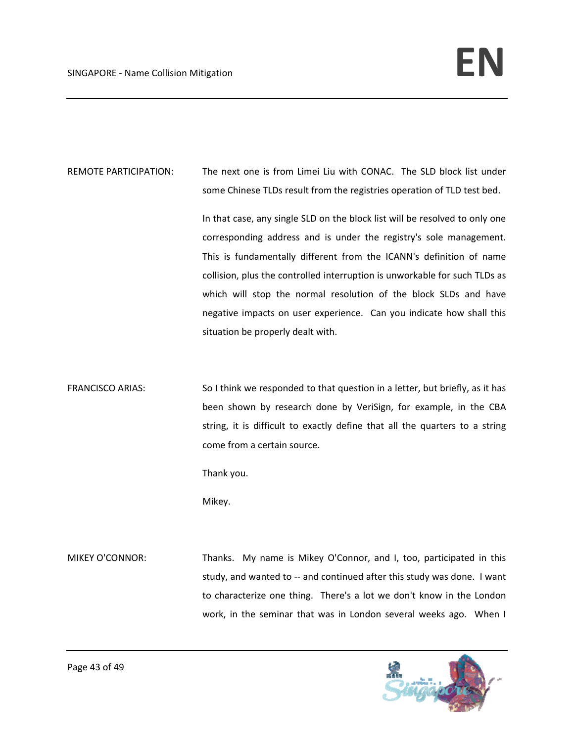REMOTE PARTICIPATION: The next one is from Limei Liu with CONAC. The SLD block list under some Chinese TLDs result from the registries operation of TLD test bed.

In that case, any single SLD on the block list will be resolved to only one corresponding address and is under the registry's sole management. This is fundamentally different from the ICANN's definition of name collision, plus the controlled interruption is unworkable for such TLDs as which will stop the normal resolution of the block SLDs and have negative impacts on user experience. Can you indicate how shall this situation be properly dealt with.

FRANCISCO ARIAS: So I think we responded to that question in a letter, but briefly, as it has been shown by research done by VeriSign, for example, in the CBA string, it is difficult to exactly define that all the quarters to a string come from a certain source.

Thank you.

Mikey.

MIKEY O'CONNOR: Thanks. My name is Mikey O'Connor, and I, too, participated in this study, and wanted to -- and continued after this study was done. I want to characterize one thing. There's a lot we don't know in the London work, in the seminar that was in London several weeks ago. When I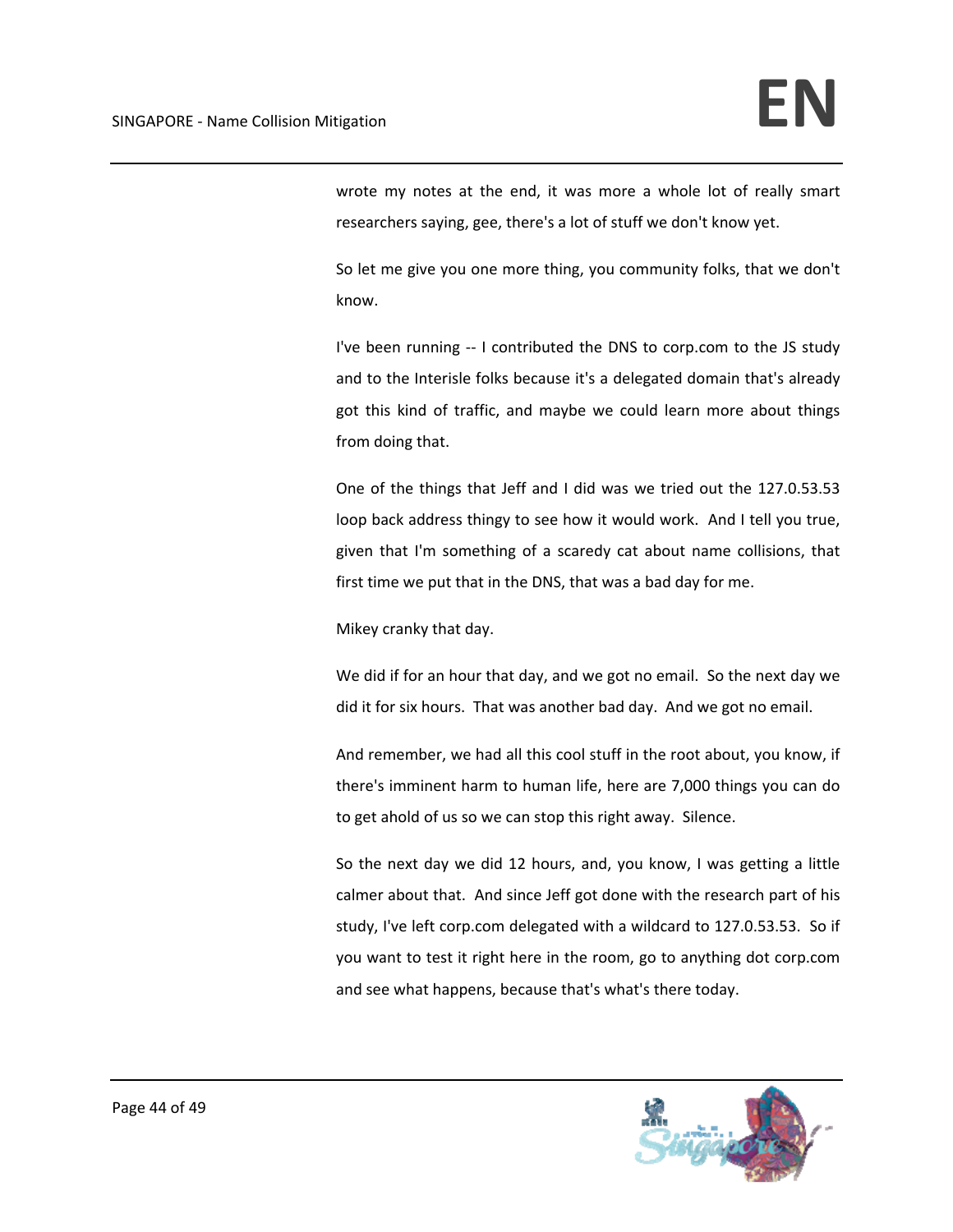wrote my notes at the end, it was more a whole lot of really smart researchers saying, gee, there's a lot of stuff we don't know yet.

So let me give you one more thing, you community folks, that we don't know.

I've been running -- I contributed the DNS to corp.com to the JS study and to the Interisle folks because it's a delegated domain that's already got this kind of traffic, and maybe we could learn more about things from doing that.

One of the things that Jeff and I did was we tried out the 127.0.53.53 loop back address thingy to see how it would work. And I tell you true, given that I'm something of a scaredy cat about name collisions, that first time we put that in the DNS, that was a bad day for me.

Mikey cranky that day.

We did if for an hour that day, and we got no email. So the next day we did it for six hours. That was another bad day. And we got no email.

And remember, we had all this cool stuff in the root about, you know, if there's imminent harm to human life, here are 7,000 things you can do to get ahold of us so we can stop this right away. Silence.

So the next day we did 12 hours, and, you know, I was getting a little calmer about that. And since Jeff got done with the research part of his study, I've left corp.com delegated with a wildcard to 127.0.53.53. So if you want to test it right here in the room, go to anything dot corp.com and see what happens, because that's what's there today.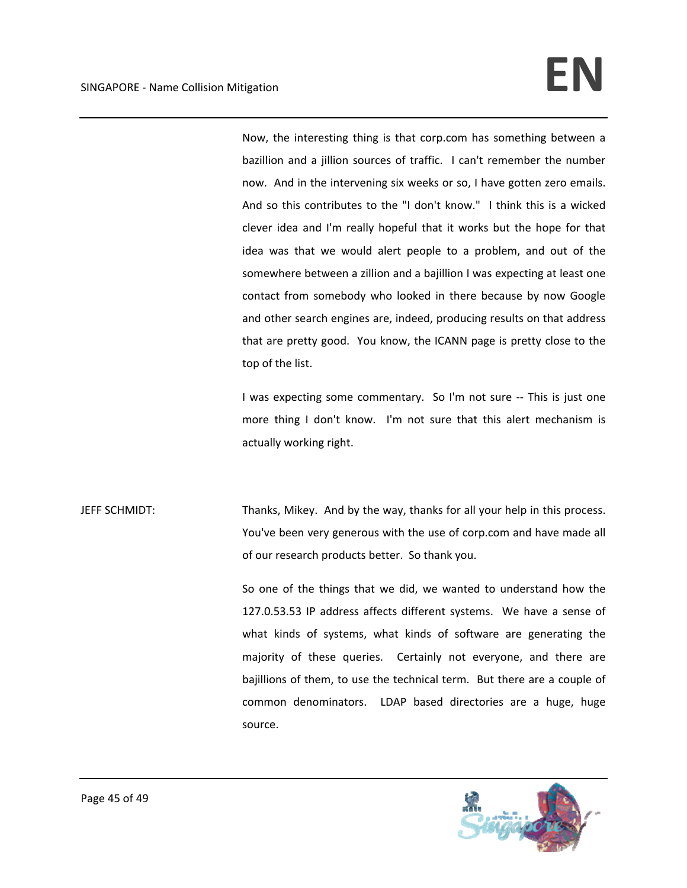Now, the interesting thing is that corp.com has something between a bazillion and a jillion sources of traffic. I can't remember the number now. And in the intervening six weeks or so, I have gotten zero emails. And so this contributes to the "I don't know." I think this is a wicked clever idea and I'm really hopeful that it works but the hope for that idea was that we would alert people to a problem, and out of the somewhere between a zillion and a bajillion I was expecting at least one contact from somebody who looked in there because by now Google and other search engines are, indeed, producing results on that address that are pretty good. You know, the ICANN page is pretty close to the top of the list.

I was expecting some commentary. So I'm not sure -- This is just one more thing I don't know. I'm not sure that this alert mechanism is actually working right.

JEFF SCHMIDT: Thanks, Mikey. And by the way, thanks for all your help in this process. You've been very generous with the use of corp.com and have made all of our research products better. So thank you.

So one of the things that we did, we wanted to understand how the 127.0.53.53 IP address affects different systems. We have a sense of what kinds of systems, what kinds of software are generating the majority of these queries. Certainly not everyone, and there are bajillions of them, to use the technical term. But there are a couple of common denominators. LDAP based directories are a huge, huge source.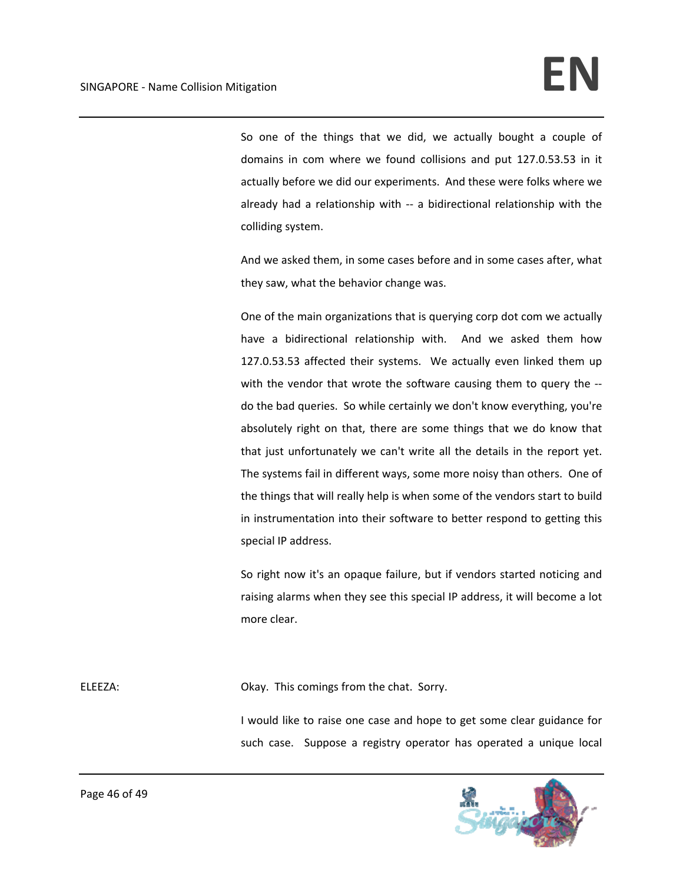So one of the things that we did, we actually bought a couple of domains in com where we found collisions and put 127.0.53.53 in it actually before we did our experiments. And these were folks where we already had a relationship with -- a bidirectional relationship with the colliding system.

And we asked them, in some cases before and in some cases after, what they saw, what the behavior change was.

One of the main organizations that is querying corp dot com we actually have a bidirectional relationship with. And we asked them how 127.0.53.53 affected their systems. We actually even linked them up with the vendor that wrote the software causing them to query the -- do the bad queries. So while certainly we don't know everything, you're absolutely right on that, there are some things that we do know that that just unfortunately we can't write all the details in the report yet. The systems fail in different ways, some more noisy than others. One of the things that will really help is when some of the vendors start to build in instrumentation into their software to better respond to getting this special IP address.

So right now it's an opaque failure, but if vendors started noticing and raising alarms when they see this special IP address, it will become a lot more clear.

ELEEZA: Okay. This comings from the chat. Sorry.

I would like to raise one case and hope to get some clear guidance for such case. Suppose a registry operator has operated a unique local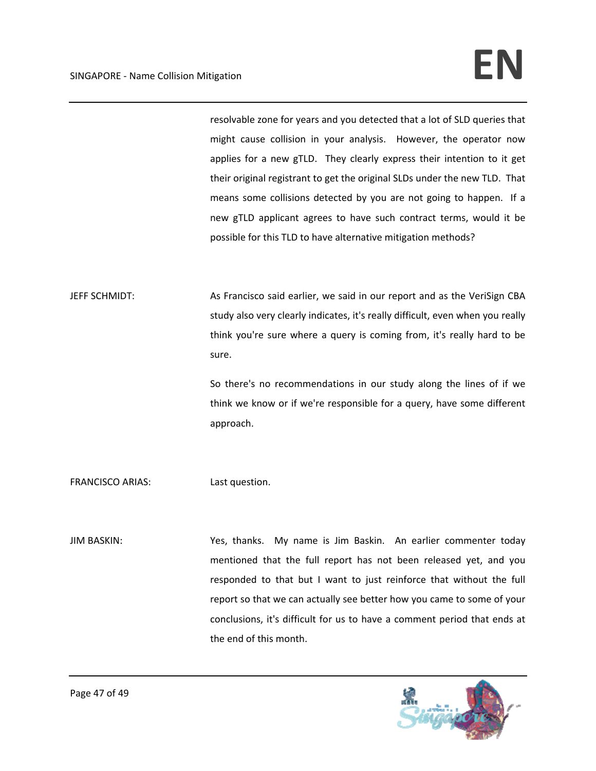resolvable zone for years and you detected that a lot of SLD queries that might cause collision in your analysis. However, the operator now applies for a new gTLD. They clearly express their intention to it get their original registrant to get the original SLDs under the new TLD. That means some collisions detected by you are not going to happen. If a new gTLD applicant agrees to have such contract terms, would it be possible for this TLD to have alternative mitigation methods?

JEFF SCHMIDT: As Francisco said earlier, we said in our report and as the VeriSign CBA study also very clearly indicates, it's really difficult, even when you really think you're sure where a query is coming from, it's really hard to be sure.

So there's no recommendations in our study along the lines of if we think we know or if we're responsible for a query, have some different approach.

FRANCISCO ARIAS: Last question.

JIM BASKIN: Yes, thanks. My name is Jim Baskin. An earlier commenter today mentioned that the full report has not been released yet, and you responded to that but I want to just reinforce that without the full report so that we can actually see better how you came to some of your conclusions, it's difficult for us to have a comment period that ends at the end of this month.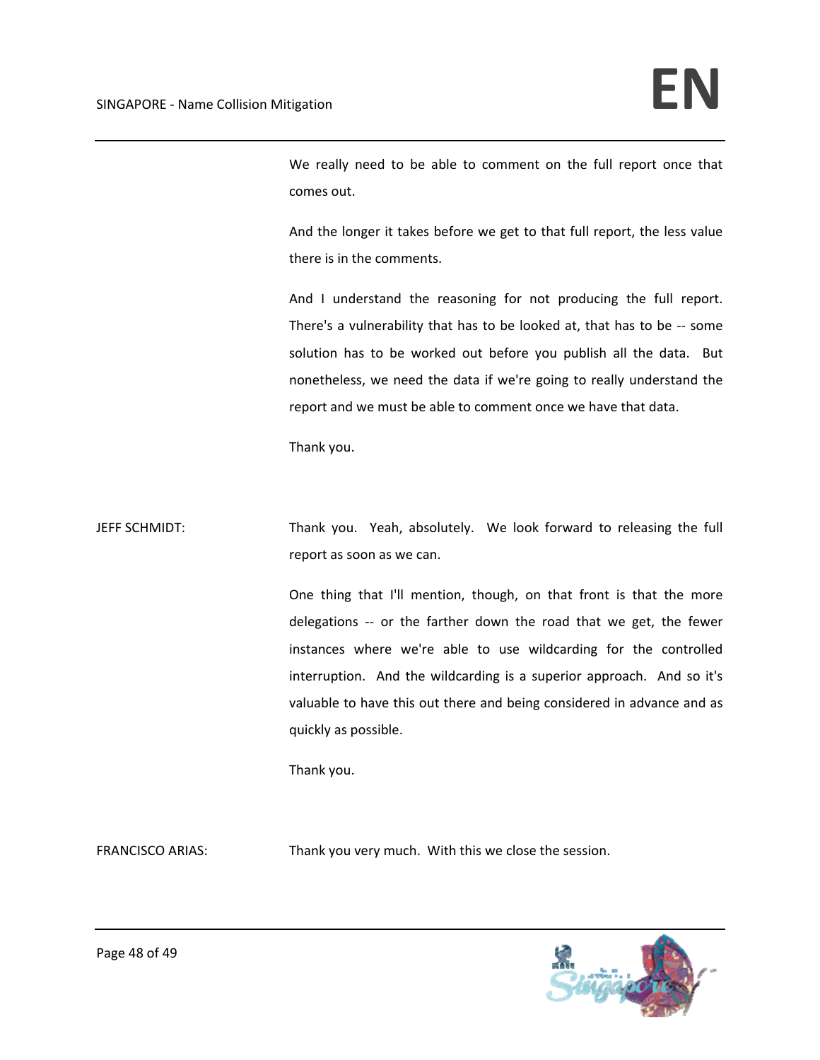We really need to be able to comment on the full report once that comes out.

And the longer it takes before we get to that full report, the less value there is in the comments.

And I understand the reasoning for not producing the full report. There's a vulnerability that has to be looked at, that has to be -- some solution has to be worked out before you publish all the data. But nonetheless, we need the data if we're going to really understand the report and we must be able to comment once we have that data.

Thank you.

JEFF SCHMIDT: Thank you. Yeah, absolutely. We look forward to releasing the full report as soon as we can.

One thing that I'll mention, though, on that front is that the more delegations -- or the farther down the road that we get, the fewer instances where we're able to use wildcarding for the controlled interruption. And the wildcarding is a superior approach. And so it's valuable to have this out there and being considered in advance and as quickly as possible.

Thank you.

FRANCISCO ARIAS: Thank you very much. With this we close the session.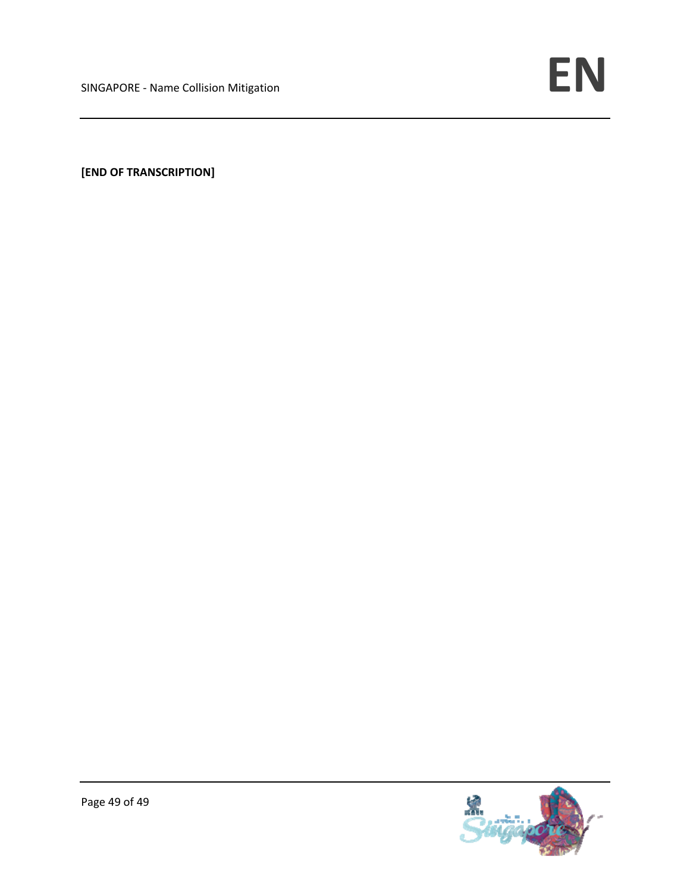**[END OF TRANSCRIPTION]**